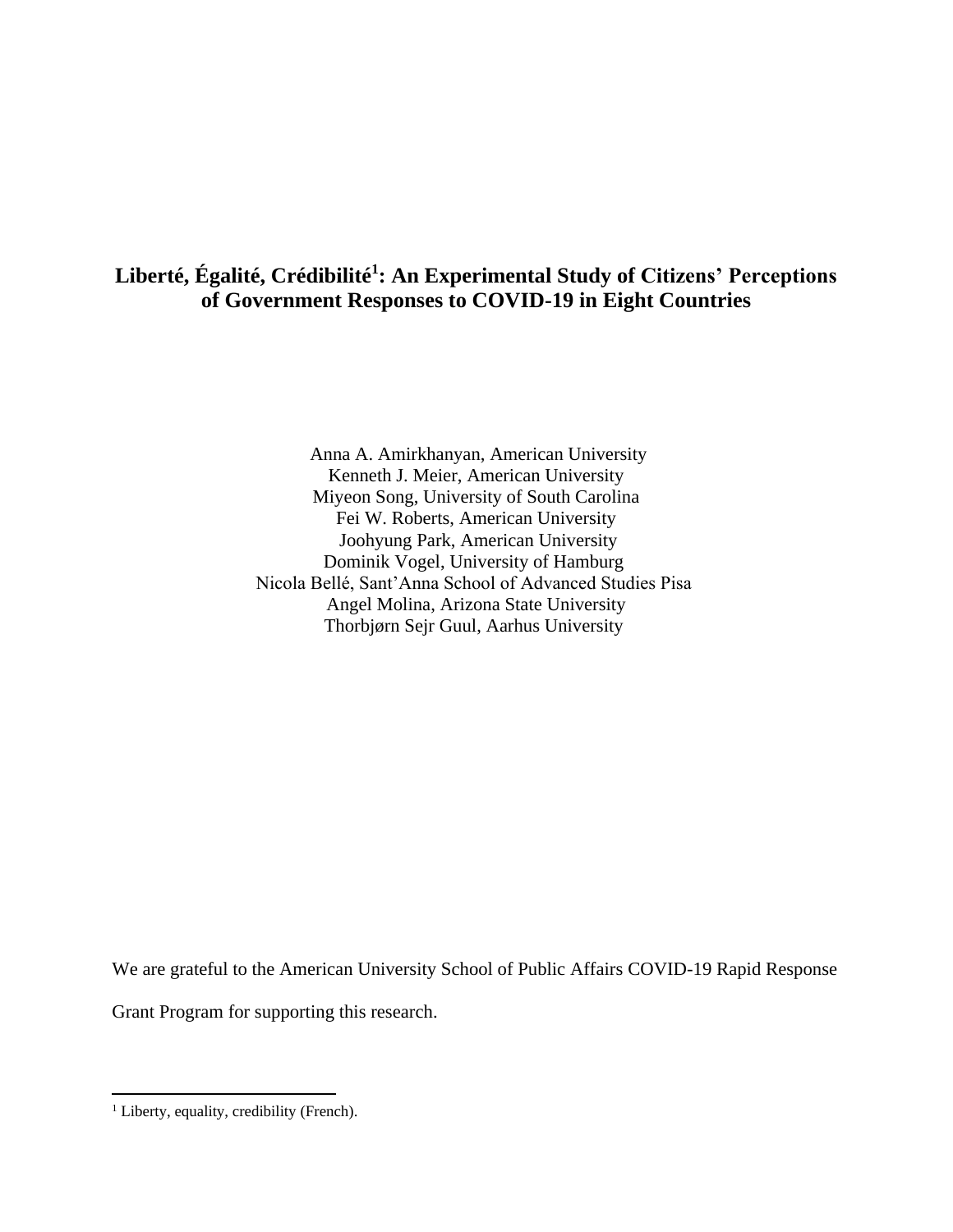# Liberté, Égalité, Crédibilité[1]: An Experimental Study of Citizens' Perceptions of Government Responses to COVID-19 in Eight Countries

Anna A. Amirkhanyan, American University
Kenneth J. Meier, American University
Miyeon Song, University of South Carolina
Fei W. Roberts, American University
Joohyung Park, American University
Dominik Vogel, University of Hamburg
Nicola Bellé, Sant'Anna School of Advanced Studies Pisa
Angel Molina, Arizona State University
Thorbjørn Sejr Guul, Aarhus University

We are grateful to the American University School of Public Affairs COVID-19 Rapid Response Grant Program for supporting this research.

[1] Liberty, equality, credibility (French).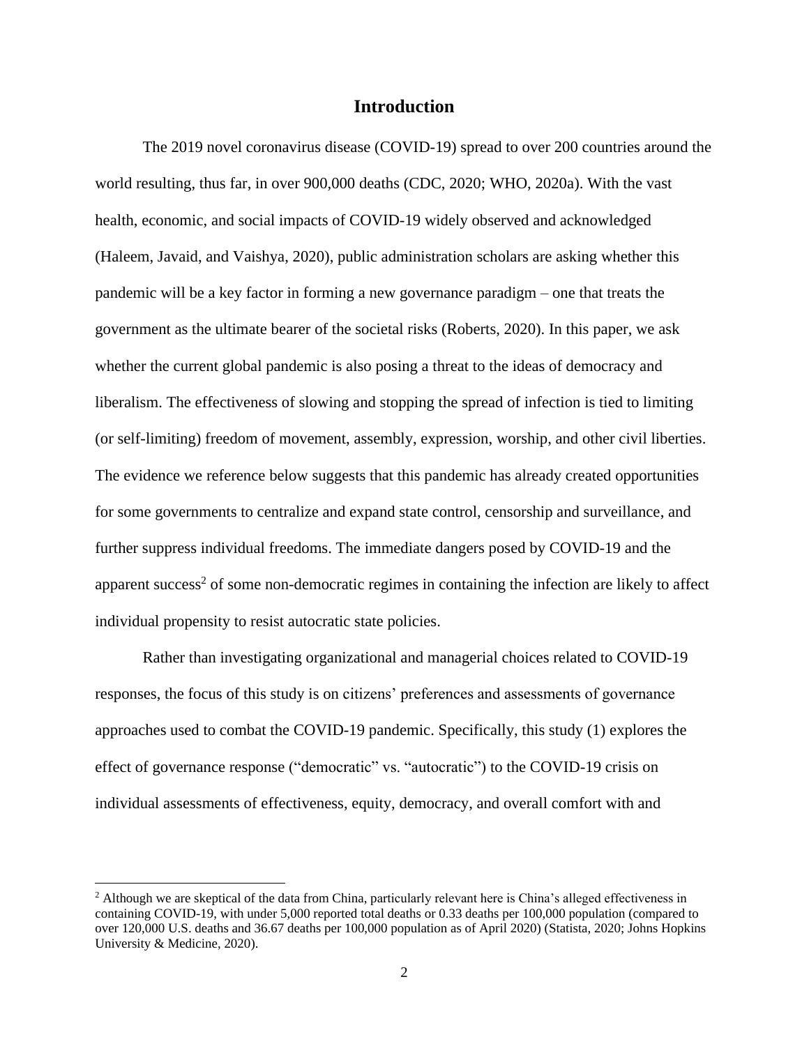## Introduction

The 2019 novel coronavirus disease (COVID-19) spread to over 200 countries around the world resulting, thus far, in over 900,000 deaths (CDC, 2020; WHO, 2020a). With the vast health, economic, and social impacts of COVID-19 widely observed and acknowledged (Haleem, Javaid, and Vaishya, 2020), public administration scholars are asking whether this pandemic will be a key factor in forming a new governance paradigm – one that treats the government as the ultimate bearer of the societal risks (Roberts, 2020). In this paper, we ask whether the current global pandemic is also posing a threat to the ideas of democracy and liberalism. The effectiveness of slowing and stopping the spread of infection is tied to limiting (or self-limiting) freedom of movement, assembly, expression, worship, and other civil liberties. The evidence we reference below suggests that this pandemic has already created opportunities for some governments to centralize and expand state control, censorship and surveillance, and further suppress individual freedoms. The immediate dangers posed by COVID-19 and the apparent success[2] of some non-democratic regimes in containing the infection are likely to affect individual propensity to resist autocratic state policies.

Rather than investigating organizational and managerial choices related to COVID-19 responses, the focus of this study is on citizens' preferences and assessments of governance approaches used to combat the COVID-19 pandemic. Specifically, this study (1) explores the effect of governance response ("democratic" vs. "autocratic") to the COVID-19 crisis on individual assessments of effectiveness, equity, democracy, and overall comfort with and

[2] Although we are skeptical of the data from China, particularly relevant here is China's alleged effectiveness in containing COVID-19, with under 5,000 reported total deaths or 0.33 deaths per 100,000 population (compared to over 120,000 U.S. deaths and 36.67 deaths per 100,000 population as of April 2020) (Statista, 2020; Johns Hopkins University & Medicine, 2020).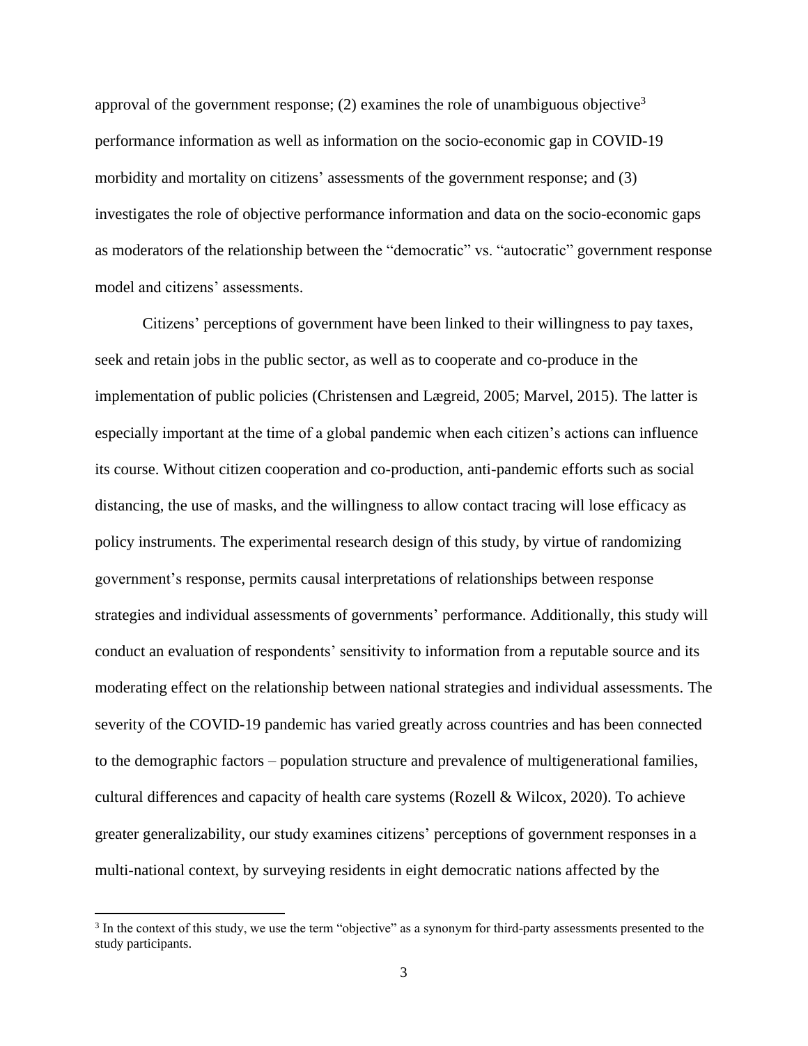approval of the government response; (2) examines the role of unambiguous objective[3] performance information as well as information on the socio-economic gap in COVID-19 morbidity and mortality on citizens' assessments of the government response; and (3) investigates the role of objective performance information and data on the socio-economic gaps as moderators of the relationship between the "democratic" vs. "autocratic" government response model and citizens' assessments.

Citizens' perceptions of government have been linked to their willingness to pay taxes, seek and retain jobs in the public sector, as well as to cooperate and co-produce in the implementation of public policies (Christensen and Lægreid, 2005; Marvel, 2015). The latter is especially important at the time of a global pandemic when each citizen's actions can influence its course. Without citizen cooperation and co-production, anti-pandemic efforts such as social distancing, the use of masks, and the willingness to allow contact tracing will lose efficacy as policy instruments. The experimental research design of this study, by virtue of randomizing government's response, permits causal interpretations of relationships between response strategies and individual assessments of governments' performance. Additionally, this study will conduct an evaluation of respondents' sensitivity to information from a reputable source and its moderating effect on the relationship between national strategies and individual assessments. The severity of the COVID-19 pandemic has varied greatly across countries and has been connected to the demographic factors – population structure and prevalence of multigenerational families, cultural differences and capacity of health care systems (Rozell & Wilcox, 2020). To achieve greater generalizability, our study examines citizens' perceptions of government responses in a multi-national context, by surveying residents in eight democratic nations affected by the

[3] In the context of this study, we use the term "objective" as a synonym for third-party assessments presented to the study participants.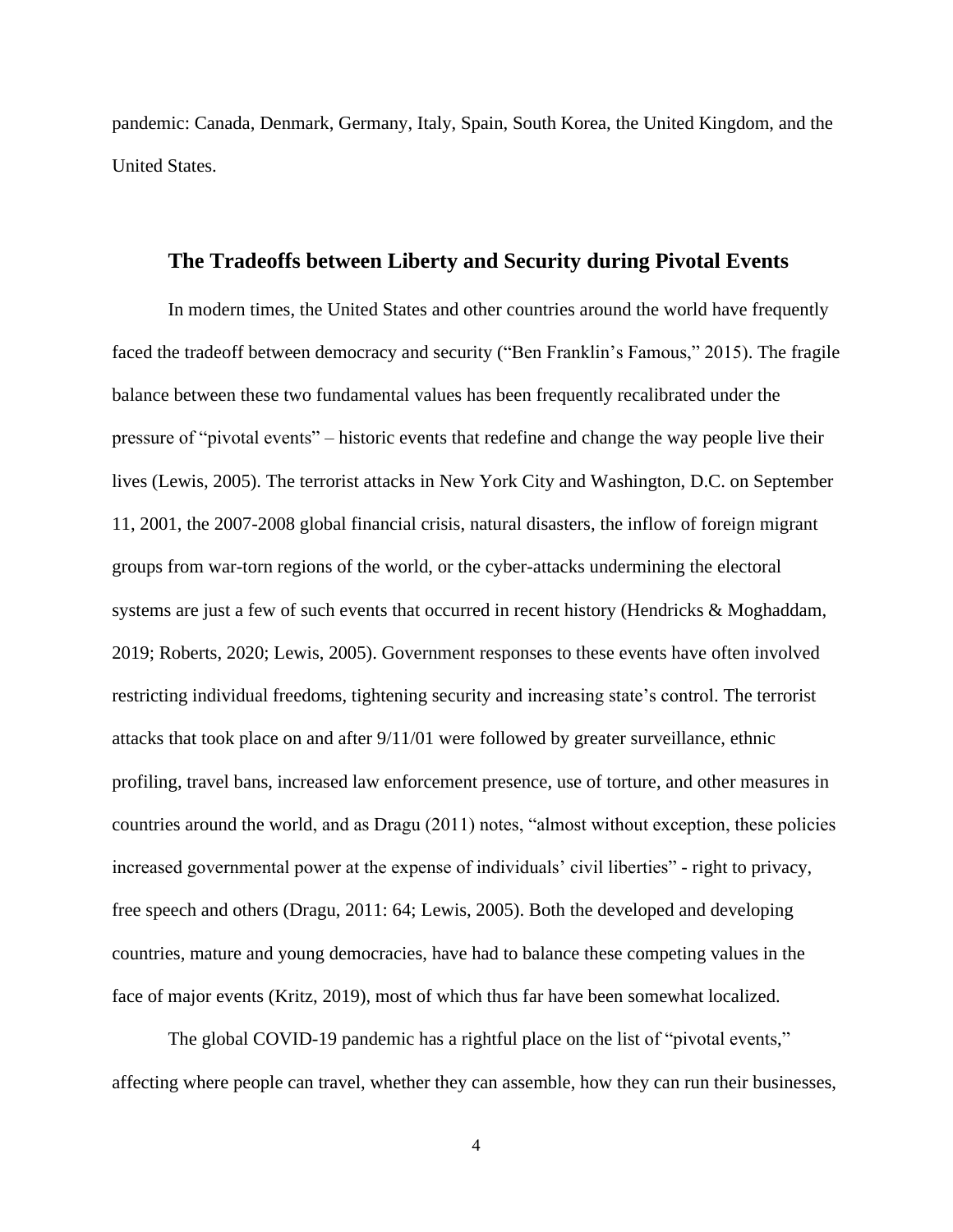pandemic: Canada, Denmark, Germany, Italy, Spain, South Korea, the United Kingdom, and the United States.

## The Tradeoffs between Liberty and Security during Pivotal Events

In modern times, the United States and other countries around the world have frequently faced the tradeoff between democracy and security ("Ben Franklin's Famous," 2015). The fragile balance between these two fundamental values has been frequently recalibrated under the pressure of "pivotal events" – historic events that redefine and change the way people live their lives (Lewis, 2005). The terrorist attacks in New York City and Washington, D.C. on September 11, 2001, the 2007-2008 global financial crisis, natural disasters, the inflow of foreign migrant groups from war-torn regions of the world, or the cyber-attacks undermining the electoral systems are just a few of such events that occurred in recent history (Hendricks & Moghaddam, 2019; Roberts, 2020; Lewis, 2005). Government responses to these events have often involved restricting individual freedoms, tightening security and increasing state's control. The terrorist attacks that took place on and after 9/11/01 were followed by greater surveillance, ethnic profiling, travel bans, increased law enforcement presence, use of torture, and other measures in countries around the world, and as Dragu (2011) notes, "almost without exception, these policies increased governmental power at the expense of individuals' civil liberties" - right to privacy, free speech and others (Dragu, 2011: 64; Lewis, 2005). Both the developed and developing countries, mature and young democracies, have had to balance these competing values in the face of major events (Kritz, 2019), most of which thus far have been somewhat localized.

The global COVID-19 pandemic has a rightful place on the list of "pivotal events," affecting where people can travel, whether they can assemble, how they can run their businesses,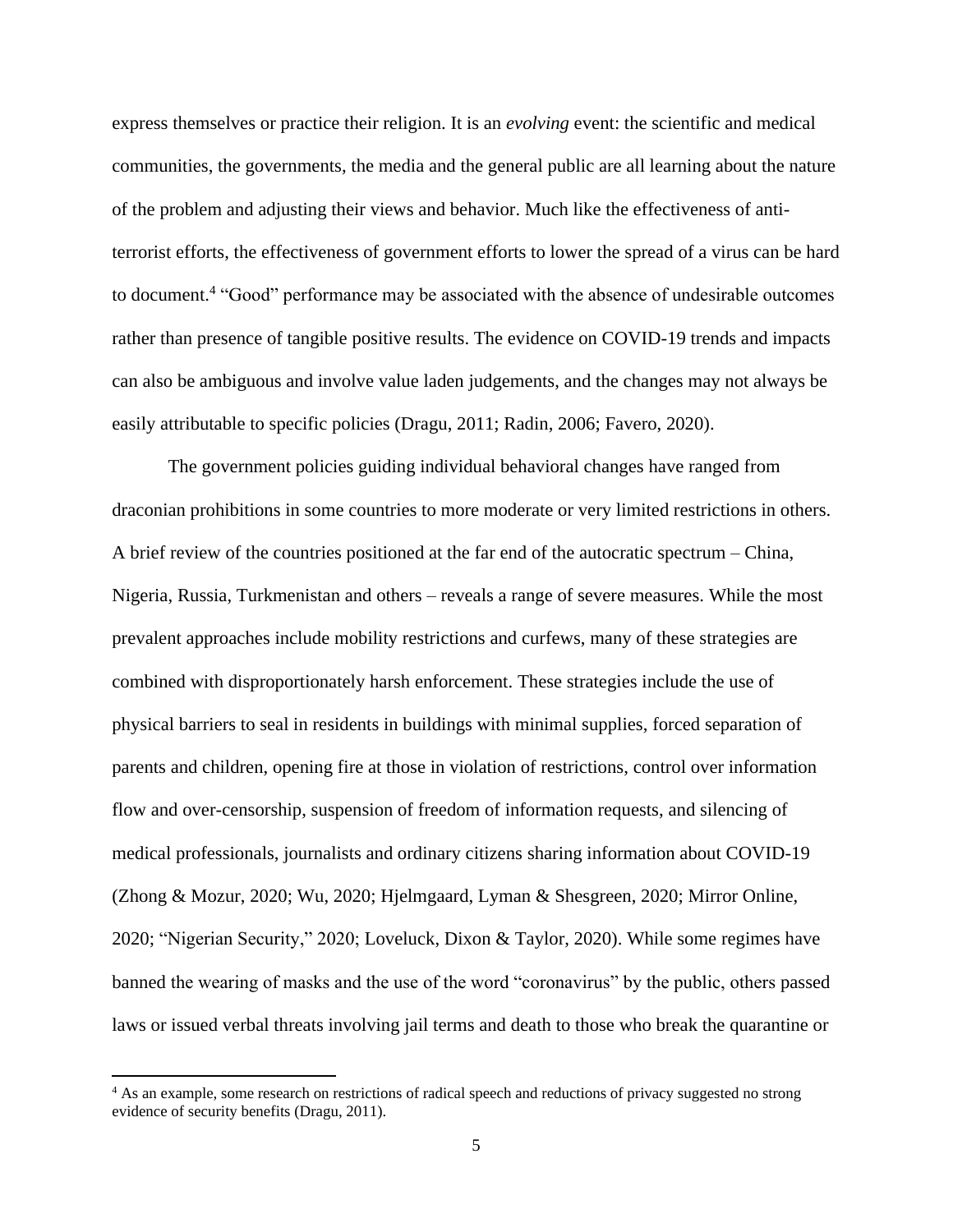express themselves or practice their religion. It is an *evolving* event: the scientific and medical communities, the governments, the media and the general public are all learning about the nature of the problem and adjusting their views and behavior. Much like the effectiveness of anti-terrorist efforts, the effectiveness of government efforts to lower the spread of a virus can be hard to document.[4] "Good" performance may be associated with the absence of undesirable outcomes rather than presence of tangible positive results. The evidence on COVID-19 trends and impacts can also be ambiguous and involve value laden judgements, and the changes may not always be easily attributable to specific policies (Dragu, 2011; Radin, 2006; Favero, 2020).

The government policies guiding individual behavioral changes have ranged from draconian prohibitions in some countries to more moderate or very limited restrictions in others. A brief review of the countries positioned at the far end of the autocratic spectrum – China, Nigeria, Russia, Turkmenistan and others – reveals a range of severe measures. While the most prevalent approaches include mobility restrictions and curfews, many of these strategies are combined with disproportionately harsh enforcement. These strategies include the use of physical barriers to seal in residents in buildings with minimal supplies, forced separation of parents and children, opening fire at those in violation of restrictions, control over information flow and over-censorship, suspension of freedom of information requests, and silencing of medical professionals, journalists and ordinary citizens sharing information about COVID-19 (Zhong & Mozur, 2020; Wu, 2020; Hjelmgaard, Lyman & Shesgreen, 2020; Mirror Online, 2020; "Nigerian Security," 2020; Loveluck, Dixon & Taylor, 2020). While some regimes have banned the wearing of masks and the use of the word "coronavirus" by the public, others passed laws or issued verbal threats involving jail terms and death to those who break the quarantine or

[4] As an example, some research on restrictions of radical speech and reductions of privacy suggested no strong evidence of security benefits (Dragu, 2011).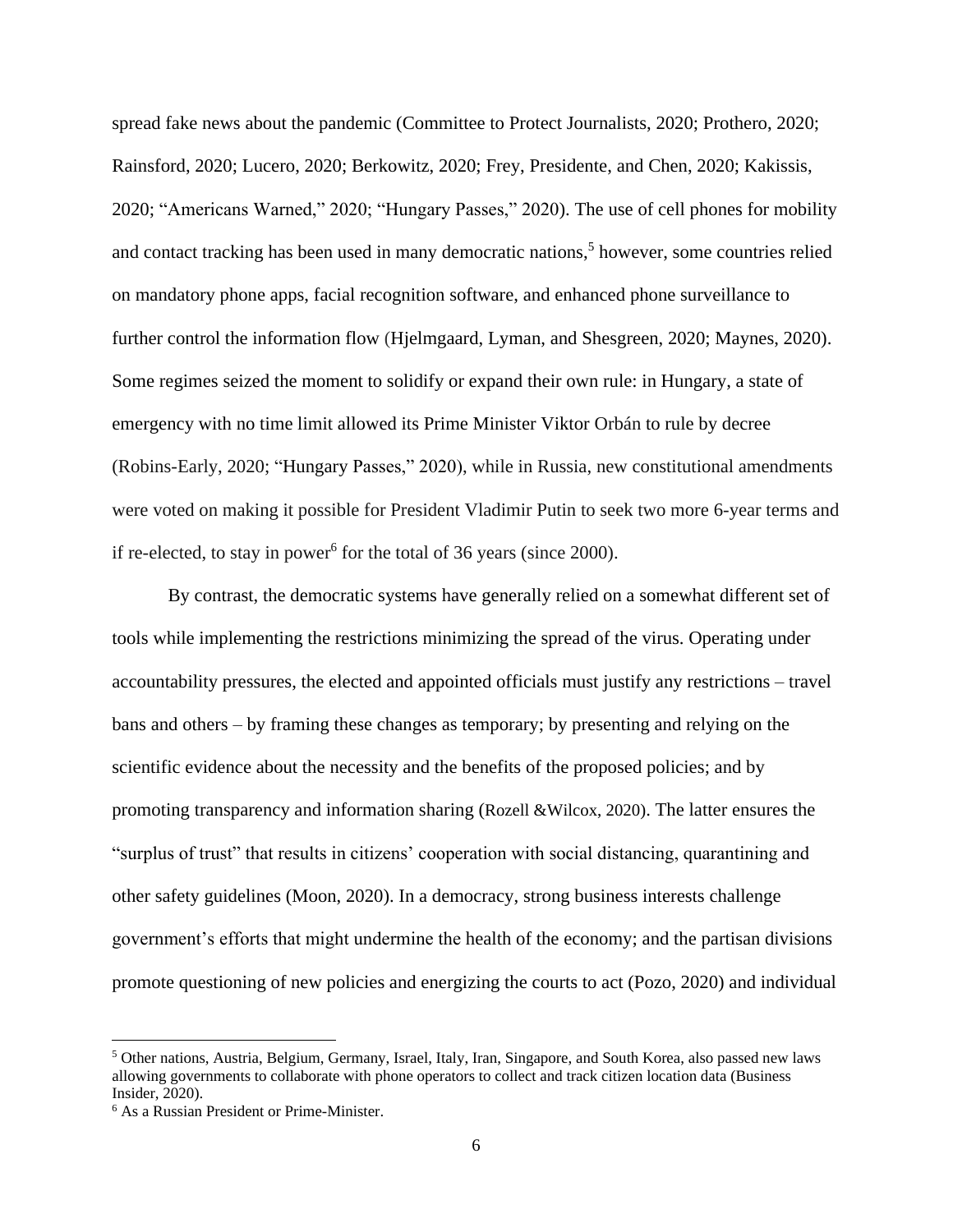spread fake news about the pandemic (Committee to Protect Journalists, 2020; Prothero, 2020; Rainsford, 2020; Lucero, 2020; Berkowitz, 2020; Frey, Presidente, and Chen, 2020; Kakissis, 2020; "Americans Warned," 2020; "Hungary Passes," 2020). The use of cell phones for mobility and contact tracking has been used in many democratic nations,[5] however, some countries relied on mandatory phone apps, facial recognition software, and enhanced phone surveillance to further control the information flow (Hjelmgaard, Lyman, and Shesgreen, 2020; Maynes, 2020). Some regimes seized the moment to solidify or expand their own rule: in Hungary, a state of emergency with no time limit allowed its Prime Minister Viktor Orbán to rule by decree (Robins-Early, 2020; "Hungary Passes," 2020), while in Russia, new constitutional amendments were voted on making it possible for President Vladimir Putin to seek two more 6-year terms and if re-elected, to stay in power[6] for the total of 36 years (since 2000).

By contrast, the democratic systems have generally relied on a somewhat different set of tools while implementing the restrictions minimizing the spread of the virus. Operating under accountability pressures, the elected and appointed officials must justify any restrictions – travel bans and others – by framing these changes as temporary; by presenting and relying on the scientific evidence about the necessity and the benefits of the proposed policies; and by promoting transparency and information sharing (Rozell &Wilcox, 2020). The latter ensures the "surplus of trust" that results in citizens' cooperation with social distancing, quarantining and other safety guidelines (Moon, 2020). In a democracy, strong business interests challenge government's efforts that might undermine the health of the economy; and the partisan divisions promote questioning of new policies and energizing the courts to act (Pozo, 2020) and individual

---

[5] Other nations, Austria, Belgium, Germany, Israel, Italy, Iran, Singapore, and South Korea, also passed new laws allowing governments to collaborate with phone operators to collect and track citizen location data (Business Insider, 2020).

[6] As a Russian President or Prime-Minister.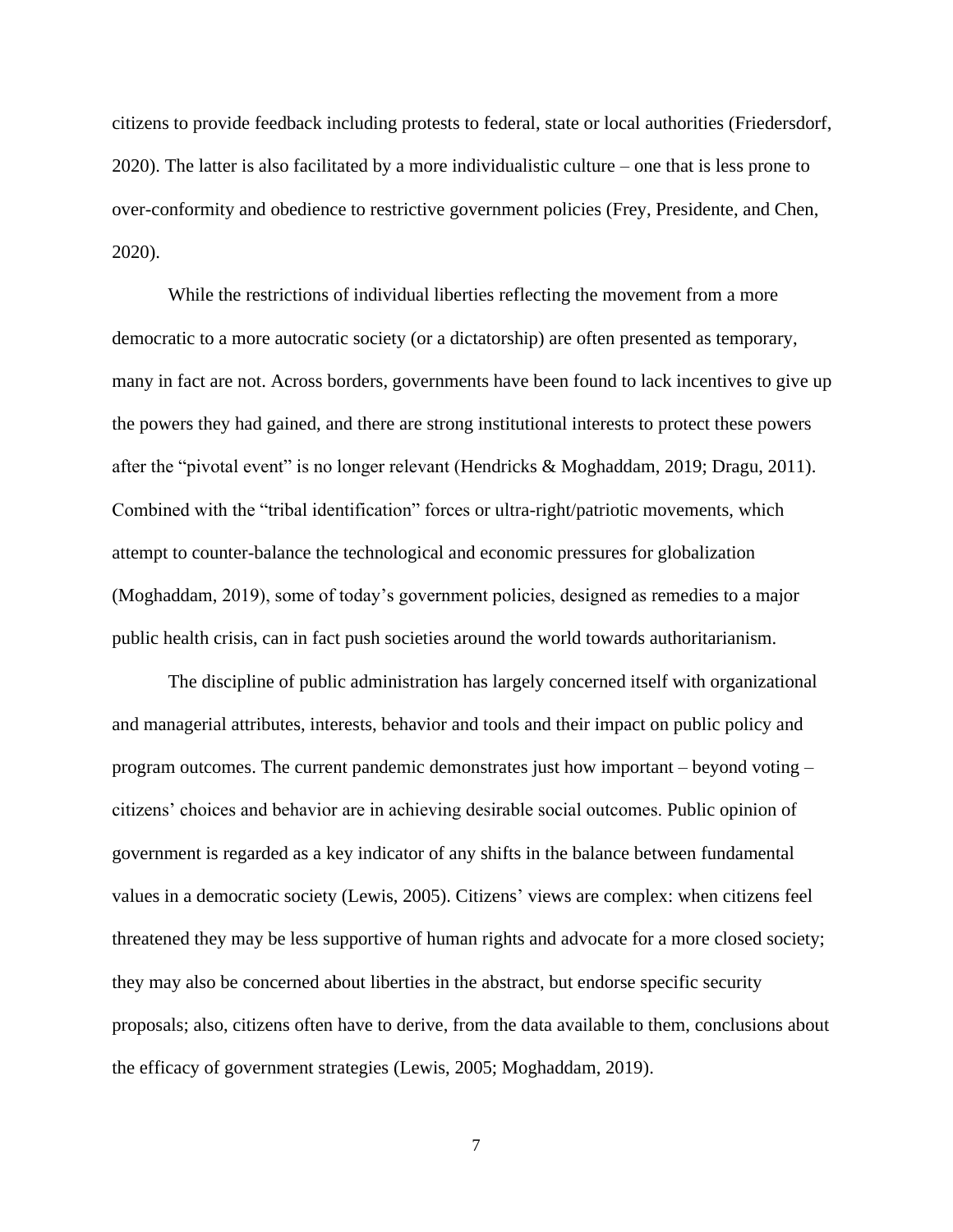citizens to provide feedback including protests to federal, state or local authorities (Friedersdorf, 2020). The latter is also facilitated by a more individualistic culture – one that is less prone to over-conformity and obedience to restrictive government policies (Frey, Presidente, and Chen, 2020).

While the restrictions of individual liberties reflecting the movement from a more democratic to a more autocratic society (or a dictatorship) are often presented as temporary, many in fact are not. Across borders, governments have been found to lack incentives to give up the powers they had gained, and there are strong institutional interests to protect these powers after the "pivotal event" is no longer relevant (Hendricks & Moghaddam, 2019; Dragu, 2011). Combined with the "tribal identification" forces or ultra-right/patriotic movements, which attempt to counter-balance the technological and economic pressures for globalization (Moghaddam, 2019), some of today's government policies, designed as remedies to a major public health crisis, can in fact push societies around the world towards authoritarianism.

The discipline of public administration has largely concerned itself with organizational and managerial attributes, interests, behavior and tools and their impact on public policy and program outcomes. The current pandemic demonstrates just how important – beyond voting – citizens' choices and behavior are in achieving desirable social outcomes. Public opinion of government is regarded as a key indicator of any shifts in the balance between fundamental values in a democratic society (Lewis, 2005). Citizens' views are complex: when citizens feel threatened they may be less supportive of human rights and advocate for a more closed society; they may also be concerned about liberties in the abstract, but endorse specific security proposals; also, citizens often have to derive, from the data available to them, conclusions about the efficacy of government strategies (Lewis, 2005; Moghaddam, 2019).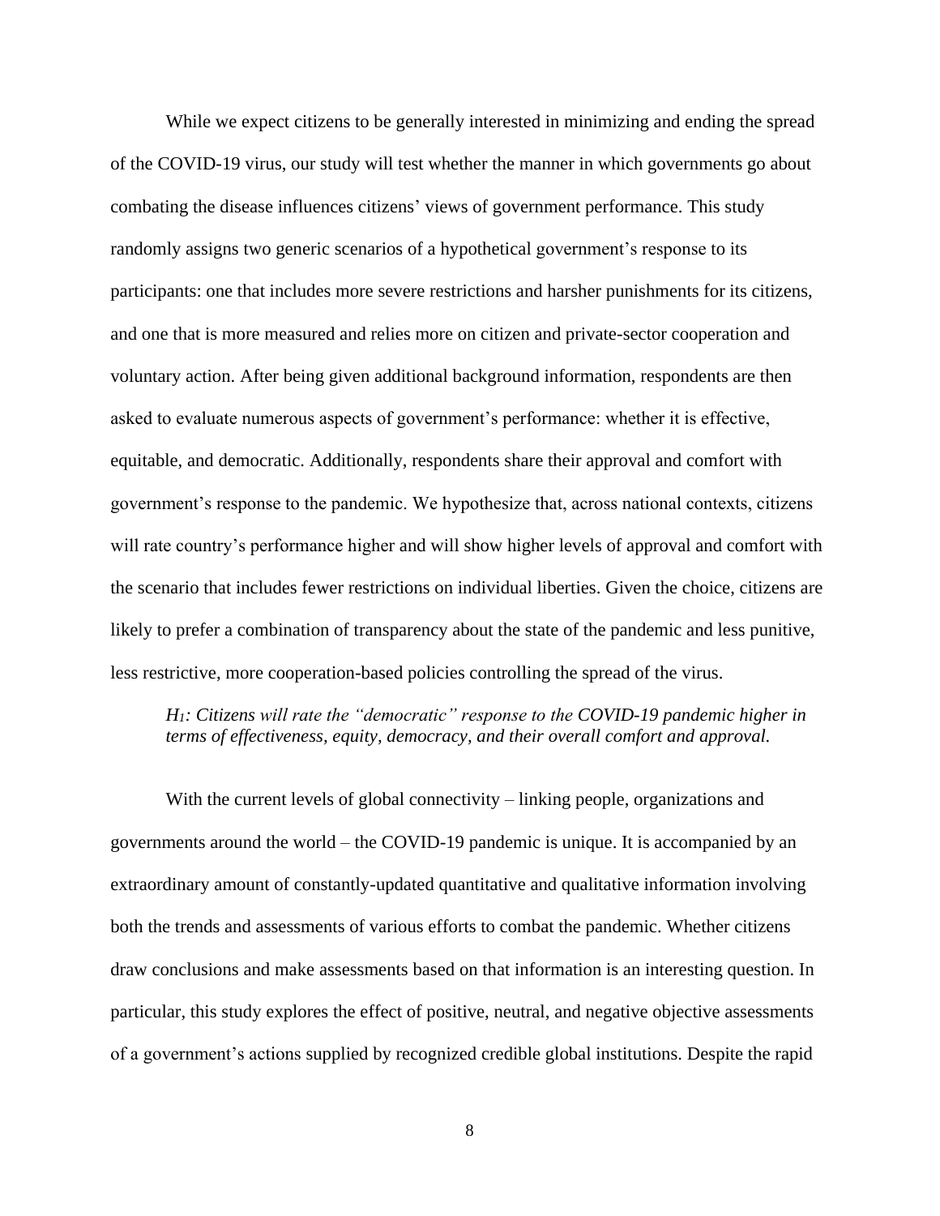While we expect citizens to be generally interested in minimizing and ending the spread of the COVID-19 virus, our study will test whether the manner in which governments go about combating the disease influences citizens' views of government performance. This study randomly assigns two generic scenarios of a hypothetical government's response to its participants: one that includes more severe restrictions and harsher punishments for its citizens, and one that is more measured and relies more on citizen and private-sector cooperation and voluntary action. After being given additional background information, respondents are then asked to evaluate numerous aspects of government's performance: whether it is effective, equitable, and democratic. Additionally, respondents share their approval and comfort with government's response to the pandemic. We hypothesize that, across national contexts, citizens will rate country's performance higher and will show higher levels of approval and comfort with the scenario that includes fewer restrictions on individual liberties. Given the choice, citizens are likely to prefer a combination of transparency about the state of the pandemic and less punitive, less restrictive, more cooperation-based policies controlling the spread of the virus.

> *$H_1$: Citizens will rate the "democratic" response to the COVID-19 pandemic higher in terms of effectiveness, equity, democracy, and their overall comfort and approval.*

With the current levels of global connectivity – linking people, organizations and governments around the world – the COVID-19 pandemic is unique. It is accompanied by an extraordinary amount of constantly-updated quantitative and qualitative information involving both the trends and assessments of various efforts to combat the pandemic. Whether citizens draw conclusions and make assessments based on that information is an interesting question. In particular, this study explores the effect of positive, neutral, and negative objective assessments of a government's actions supplied by recognized credible global institutions. Despite the rapid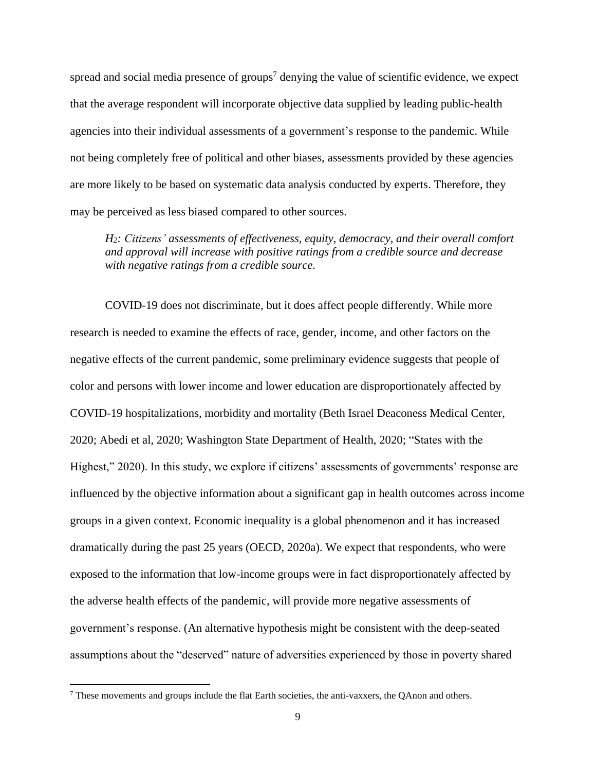spread and social media presence of groups[7] denying the value of scientific evidence, we expect that the average respondent will incorporate objective data supplied by leading public-health agencies into their individual assessments of a government's response to the pandemic. While not being completely free of political and other biases, assessments provided by these agencies are more likely to be based on systematic data analysis conducted by experts. Therefore, they may be perceived as less biased compared to other sources.

> *$H_2$: Citizens' assessments of effectiveness, equity, democracy, and their overall comfort and approval will increase with positive ratings from a credible source and decrease with negative ratings from a credible source.*

COVID-19 does not discriminate, but it does affect people differently. While more research is needed to examine the effects of race, gender, income, and other factors on the negative effects of the current pandemic, some preliminary evidence suggests that people of color and persons with lower income and lower education are disproportionately affected by COVID-19 hospitalizations, morbidity and mortality (Beth Israel Deaconess Medical Center, 2020; Abedi et al, 2020; Washington State Department of Health, 2020; "States with the Highest," 2020). In this study, we explore if citizens' assessments of governments' response are influenced by the objective information about a significant gap in health outcomes across income groups in a given context. Economic inequality is a global phenomenon and it has increased dramatically during the past 25 years (OECD, 2020a). We expect that respondents, who were exposed to the information that low-income groups were in fact disproportionately affected by the adverse health effects of the pandemic, will provide more negative assessments of government's response. (An alternative hypothesis might be consistent with the deep-seated assumptions about the "deserved" nature of adversities experienced by those in poverty shared

[7] These movements and groups include the flat Earth societies, the anti-vaxxers, the QAnon and others.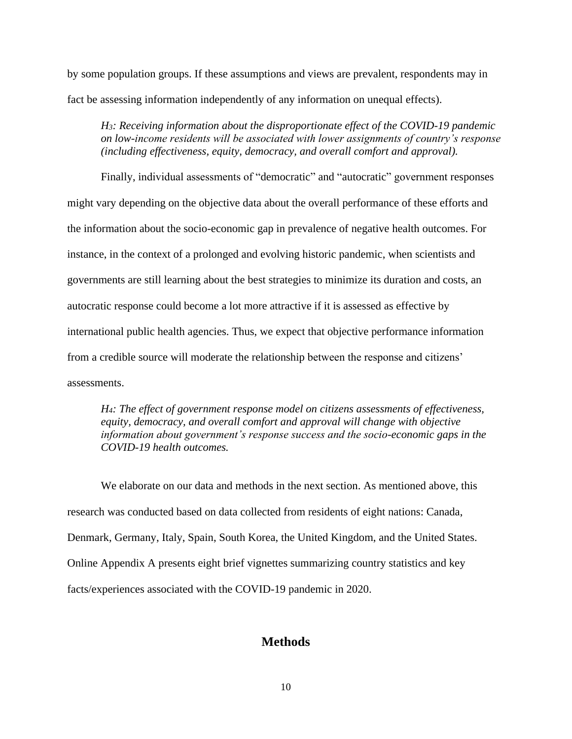by some population groups. If these assumptions and views are prevalent, respondents may in fact be assessing information independently of any information on unequal effects).

> *$H_3$: Receiving information about the disproportionate effect of the COVID-19 pandemic on low-income residents will be associated with lower assignments of country's response (including effectiveness, equity, democracy, and overall comfort and approval).*

Finally, individual assessments of "democratic" and "autocratic" government responses might vary depending on the objective data about the overall performance of these efforts and the information about the socio-economic gap in prevalence of negative health outcomes. For instance, in the context of a prolonged and evolving historic pandemic, when scientists and governments are still learning about the best strategies to minimize its duration and costs, an autocratic response could become a lot more attractive if it is assessed as effective by international public health agencies. Thus, we expect that objective performance information from a credible source will moderate the relationship between the response and citizens' assessments.

> *$H_4$: The effect of government response model on citizens assessments of effectiveness, equity, democracy, and overall comfort and approval will change with objective information about government's response success and the socio-economic gaps in the COVID-19 health outcomes.*

We elaborate on our data and methods in the next section. As mentioned above, this research was conducted based on data collected from residents of eight nations: Canada, Denmark, Germany, Italy, Spain, South Korea, the United Kingdom, and the United States. Online Appendix A presents eight brief vignettes summarizing country statistics and key facts/experiences associated with the COVID-19 pandemic in 2020.

## Methods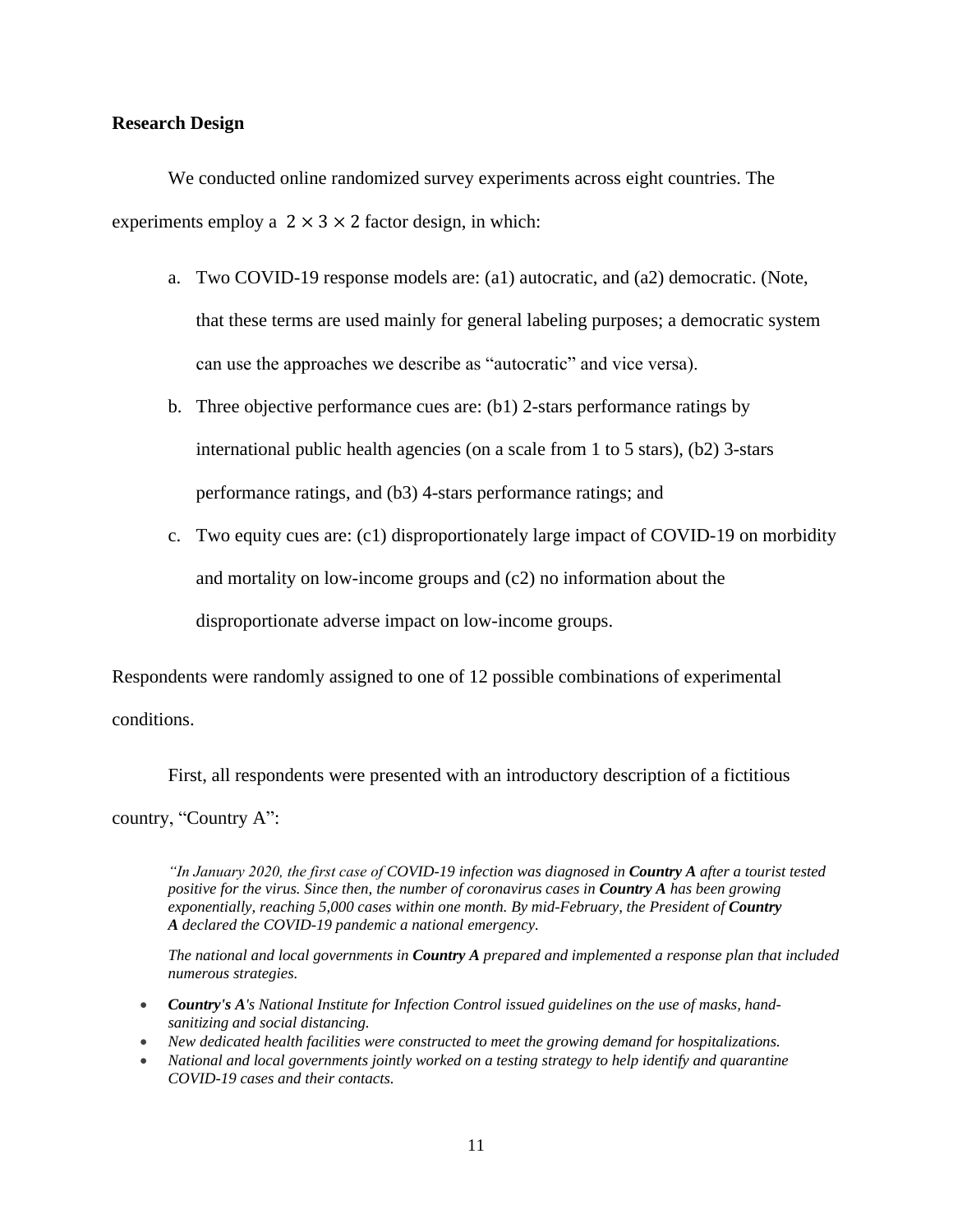**Research Design**

We conducted online randomized survey experiments across eight countries. The experiments employ a $2 \times 3 \times 2$ factor design, in which:

a. Two COVID-19 response models are: (a1) autocratic, and (a2) democratic. (Note, that these terms are used mainly for general labeling purposes; a democratic system can use the approaches we describe as "autocratic" and vice versa).
b. Three objective performance cues are: (b1) 2-stars performance ratings by international public health agencies (on a scale from 1 to 5 stars), (b2) 3-stars performance ratings, and (b3) 4-stars performance ratings; and
c. Two equity cues are: (c1) disproportionately large impact of COVID-19 on morbidity and mortality on low-income groups and (c2) no information about the disproportionate adverse impact on low-income groups.

Respondents were randomly assigned to one of 12 possible combinations of experimental conditions.

First, all respondents were presented with an introductory description of a fictitious country, "Country A":

> *"In January 2020, the first case of COVID-19 infection was diagnosed in **Country A** after a tourist tested positive for the virus. Since then, the number of coronavirus cases in **Country A** has been growing exponentially, reaching 5,000 cases within one month. By mid-February, the President of **Country A** declared the COVID-19 pandemic a national emergency.*
>
> *The national and local governments in **Country A** prepared and implemented a response plan that included numerous strategies.*

- ***Country's A**'s National Institute for Infection Control issued guidelines on the use of masks, hand-sanitizing and social distancing.*
- *New dedicated health facilities were constructed to meet the growing demand for hospitalizations.*
- *National and local governments jointly worked on a testing strategy to help identify and quarantine COVID-19 cases and their contacts.*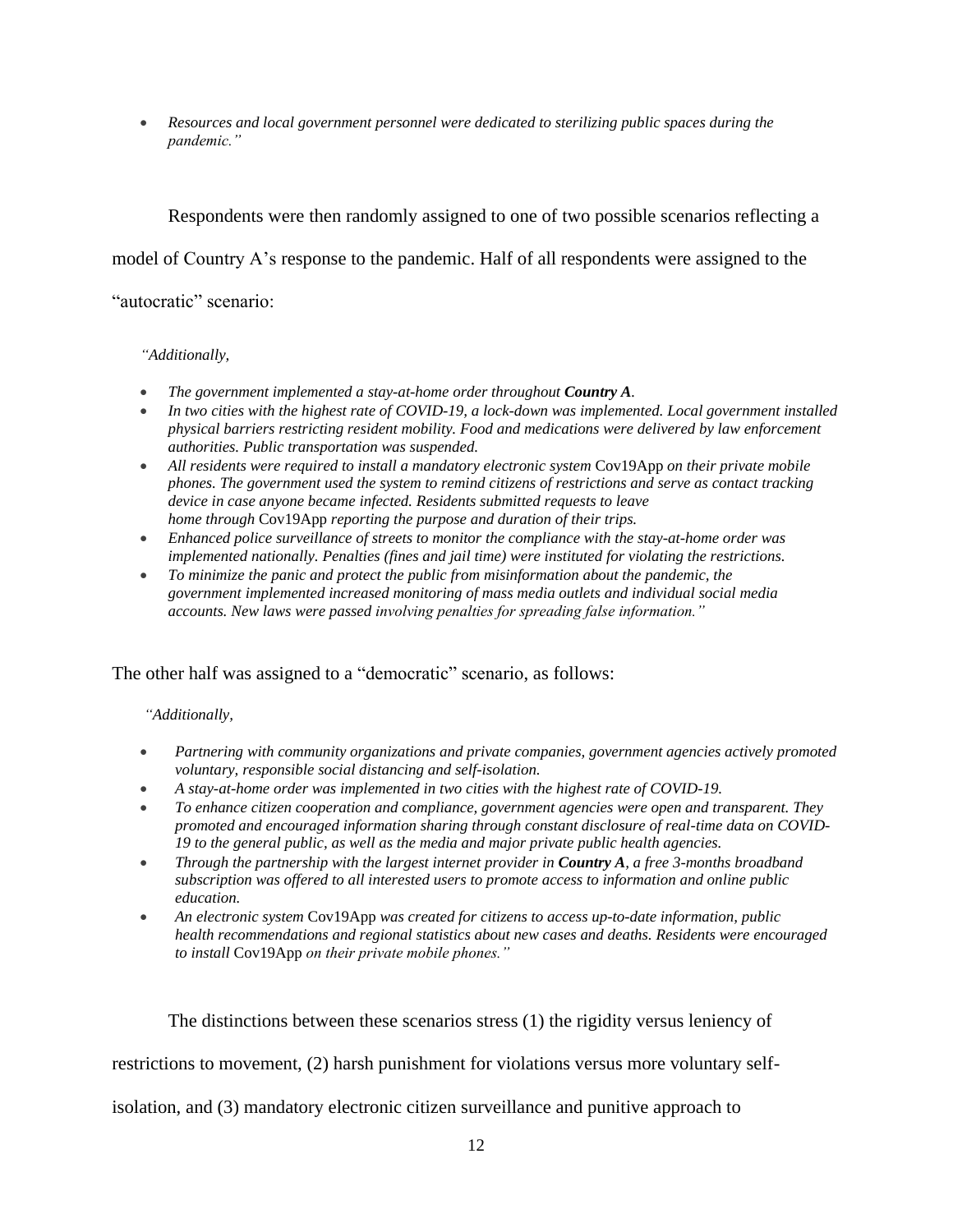- *Resources and local government personnel were dedicated to sterilizing public spaces during the pandemic."*

Respondents were then randomly assigned to one of two possible scenarios reflecting a model of Country A's response to the pandemic. Half of all respondents were assigned to the "autocratic" scenario:

*"Additionally,*

- *The government implemented a stay-at-home order throughout **Country A**.*
- *In two cities with the highest rate of COVID-19, a lock-down was implemented. Local government installed physical barriers restricting resident mobility. Food and medications were delivered by law enforcement authorities. Public transportation was suspended.*
- *All residents were required to install a mandatory electronic system* Cov19App *on their private mobile phones. The government used the system to remind citizens of restrictions and serve as contact tracking device in case anyone became infected. Residents submitted requests to leave home through* Cov19App *reporting the purpose and duration of their trips.*
- *Enhanced police surveillance of streets to monitor the compliance with the stay-at-home order was implemented nationally. Penalties (fines and jail time) were instituted for violating the restrictions.*
- *To minimize the panic and protect the public from misinformation about the pandemic, the government implemented increased monitoring of mass media outlets and individual social media accounts. New laws were passed involving penalties for spreading false information."*

The other half was assigned to a "democratic" scenario, as follows:

*"Additionally,*

- *Partnering with community organizations and private companies, government agencies actively promoted voluntary, responsible social distancing and self-isolation.*
- *A stay-at-home order was implemented in two cities with the highest rate of COVID-19.*
- *To enhance citizen cooperation and compliance, government agencies were open and transparent. They promoted and encouraged information sharing through constant disclosure of real-time data on COVID-19 to the general public, as well as the media and major private public health agencies.*
- *Through the partnership with the largest internet provider in **Country A**, a free 3-months broadband subscription was offered to all interested users to promote access to information and online public education.*
- *An electronic system* Cov19App *was created for citizens to access up-to-date information, public health recommendations and regional statistics about new cases and deaths. Residents were encouraged to install* Cov19App *on their private mobile phones."*

The distinctions between these scenarios stress (1) the rigidity versus leniency of restrictions to movement, (2) harsh punishment for violations versus more voluntary self-isolation, and (3) mandatory electronic citizen surveillance and punitive approach to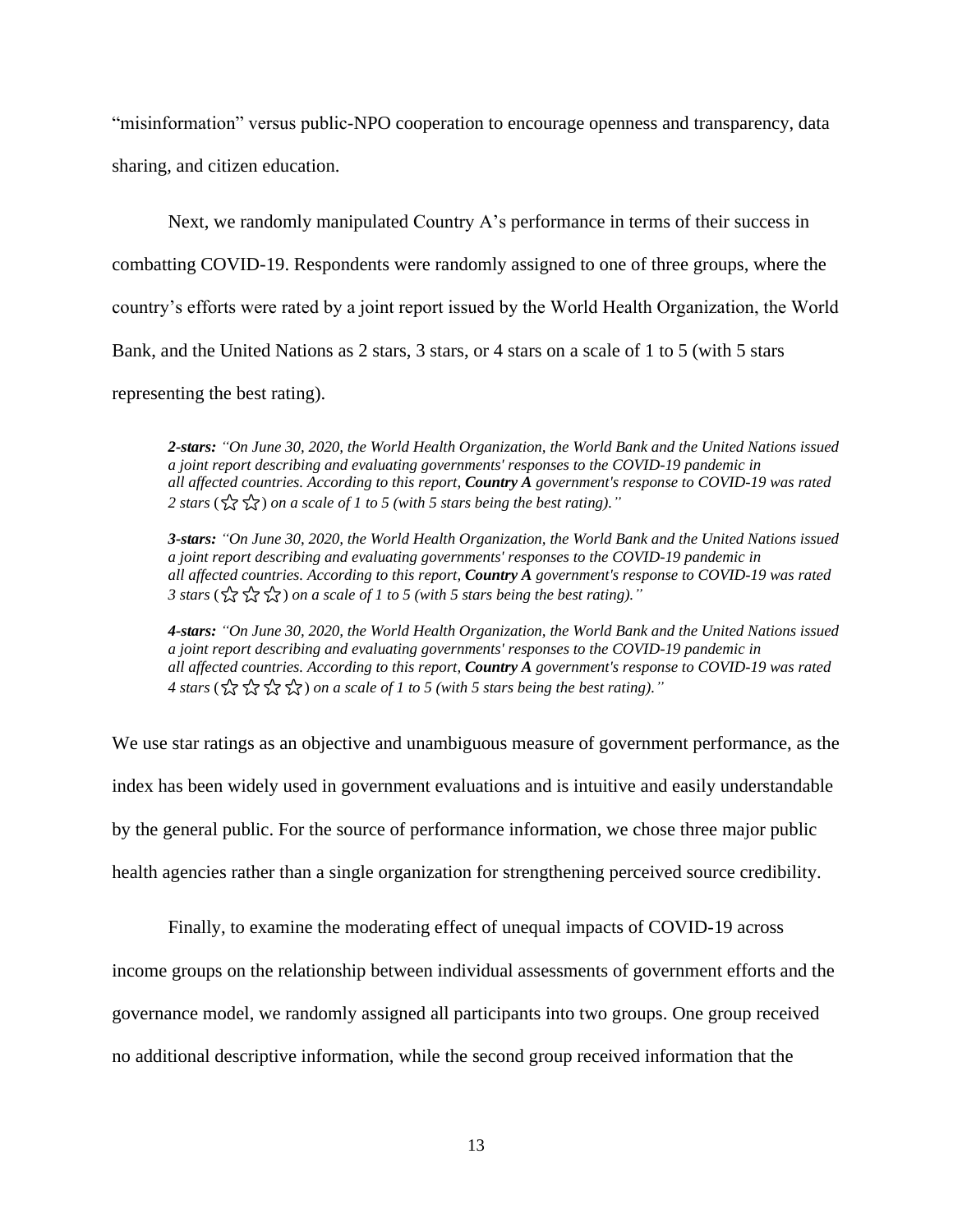"misinformation" versus public-NPO cooperation to encourage openness and transparency, data sharing, and citizen education.

Next, we randomly manipulated Country A's performance in terms of their success in combatting COVID-19. Respondents were randomly assigned to one of three groups, where the country's efforts were rated by a joint report issued by the World Health Organization, the World Bank, and the United Nations as 2 stars, 3 stars, or 4 stars on a scale of 1 to 5 (with 5 stars representing the best rating).

> ***2-stars:*** *"On June 30, 2020, the World Health Organization, the World Bank and the United Nations issued a joint report describing and evaluating governments' responses to the COVID-19 pandemic in all affected countries. According to this report,* ***Country A*** *government's response to COVID-19 was rated 2 stars (☆☆) on a scale of 1 to 5 (with 5 stars being the best rating)."*
>
> ***3-stars:*** *"On June 30, 2020, the World Health Organization, the World Bank and the United Nations issued a joint report describing and evaluating governments' responses to the COVID-19 pandemic in all affected countries. According to this report,* ***Country A*** *government's response to COVID-19 was rated 3 stars (☆☆☆) on a scale of 1 to 5 (with 5 stars being the best rating)."*
>
> ***4-stars:*** *"On June 30, 2020, the World Health Organization, the World Bank and the United Nations issued a joint report describing and evaluating governments' responses to the COVID-19 pandemic in all affected countries. According to this report,* ***Country A*** *government's response to COVID-19 was rated 4 stars (☆☆☆☆) on a scale of 1 to 5 (with 5 stars being the best rating)."*

We use star ratings as an objective and unambiguous measure of government performance, as the index has been widely used in government evaluations and is intuitive and easily understandable by the general public. For the source of performance information, we chose three major public health agencies rather than a single organization for strengthening perceived source credibility.

Finally, to examine the moderating effect of unequal impacts of COVID-19 across income groups on the relationship between individual assessments of government efforts and the governance model, we randomly assigned all participants into two groups. One group received no additional descriptive information, while the second group received information that the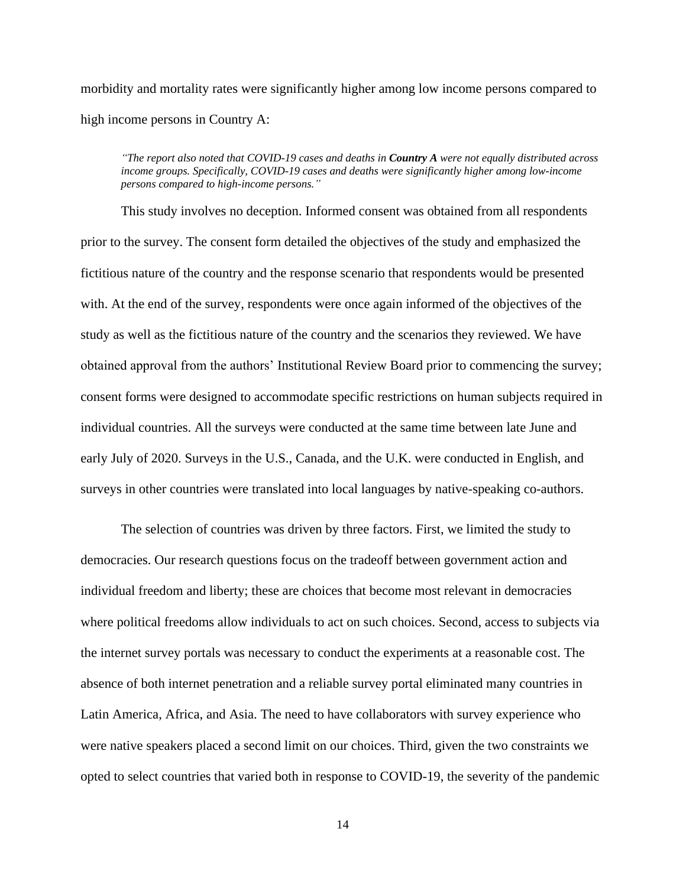morbidity and mortality rates were significantly higher among low income persons compared to high income persons in Country A:

> *"The report also noted that COVID-19 cases and deaths in **Country A** were not equally distributed across income groups. Specifically, COVID-19 cases and deaths were significantly higher among low-income persons compared to high-income persons."*

This study involves no deception. Informed consent was obtained from all respondents prior to the survey. The consent form detailed the objectives of the study and emphasized the fictitious nature of the country and the response scenario that respondents would be presented with. At the end of the survey, respondents were once again informed of the objectives of the study as well as the fictitious nature of the country and the scenarios they reviewed. We have obtained approval from the authors' Institutional Review Board prior to commencing the survey; consent forms were designed to accommodate specific restrictions on human subjects required in individual countries. All the surveys were conducted at the same time between late June and early July of 2020. Surveys in the U.S., Canada, and the U.K. were conducted in English, and surveys in other countries were translated into local languages by native-speaking co-authors.

The selection of countries was driven by three factors. First, we limited the study to democracies. Our research questions focus on the tradeoff between government action and individual freedom and liberty; these are choices that become most relevant in democracies where political freedoms allow individuals to act on such choices. Second, access to subjects via the internet survey portals was necessary to conduct the experiments at a reasonable cost. The absence of both internet penetration and a reliable survey portal eliminated many countries in Latin America, Africa, and Asia. The need to have collaborators with survey experience who were native speakers placed a second limit on our choices. Third, given the two constraints we opted to select countries that varied both in response to COVID-19, the severity of the pandemic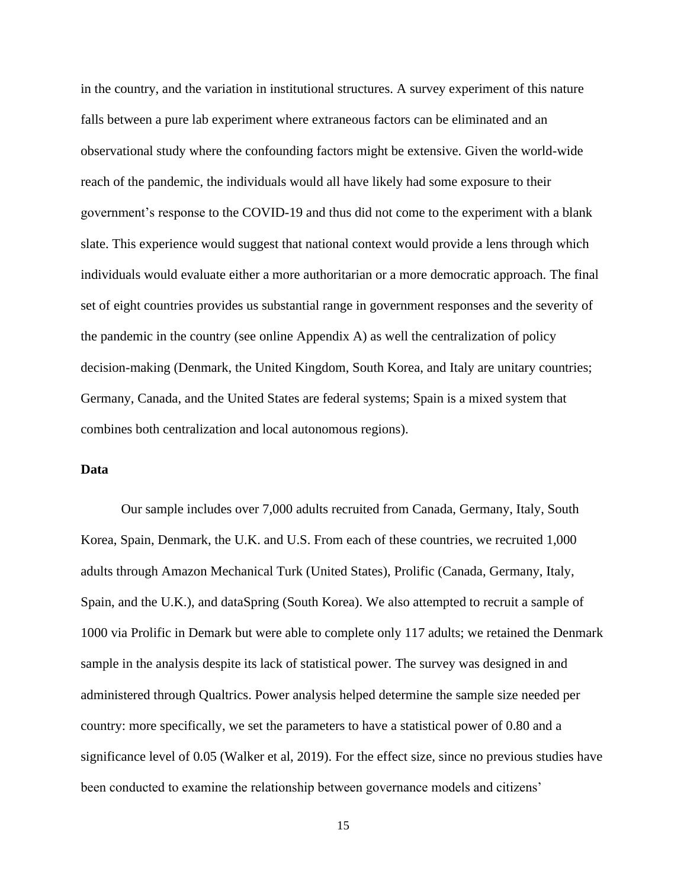in the country, and the variation in institutional structures. A survey experiment of this nature falls between a pure lab experiment where extraneous factors can be eliminated and an observational study where the confounding factors might be extensive. Given the world-wide reach of the pandemic, the individuals would all have likely had some exposure to their government's response to the COVID-19 and thus did not come to the experiment with a blank slate. This experience would suggest that national context would provide a lens through which individuals would evaluate either a more authoritarian or a more democratic approach. The final set of eight countries provides us substantial range in government responses and the severity of the pandemic in the country (see online Appendix A) as well the centralization of policy decision-making (Denmark, the United Kingdom, South Korea, and Italy are unitary countries; Germany, Canada, and the United States are federal systems; Spain is a mixed system that combines both centralization and local autonomous regions).

**Data**

Our sample includes over 7,000 adults recruited from Canada, Germany, Italy, South Korea, Spain, Denmark, the U.K. and U.S. From each of these countries, we recruited 1,000 adults through Amazon Mechanical Turk (United States), Prolific (Canada, Germany, Italy, Spain, and the U.K.), and dataSpring (South Korea). We also attempted to recruit a sample of 1000 via Prolific in Demark but were able to complete only 117 adults; we retained the Denmark sample in the analysis despite its lack of statistical power. The survey was designed in and administered through Qualtrics. Power analysis helped determine the sample size needed per country: more specifically, we set the parameters to have a statistical power of 0.80 and a significance level of 0.05 (Walker et al, 2019). For the effect size, since no previous studies have been conducted to examine the relationship between governance models and citizens'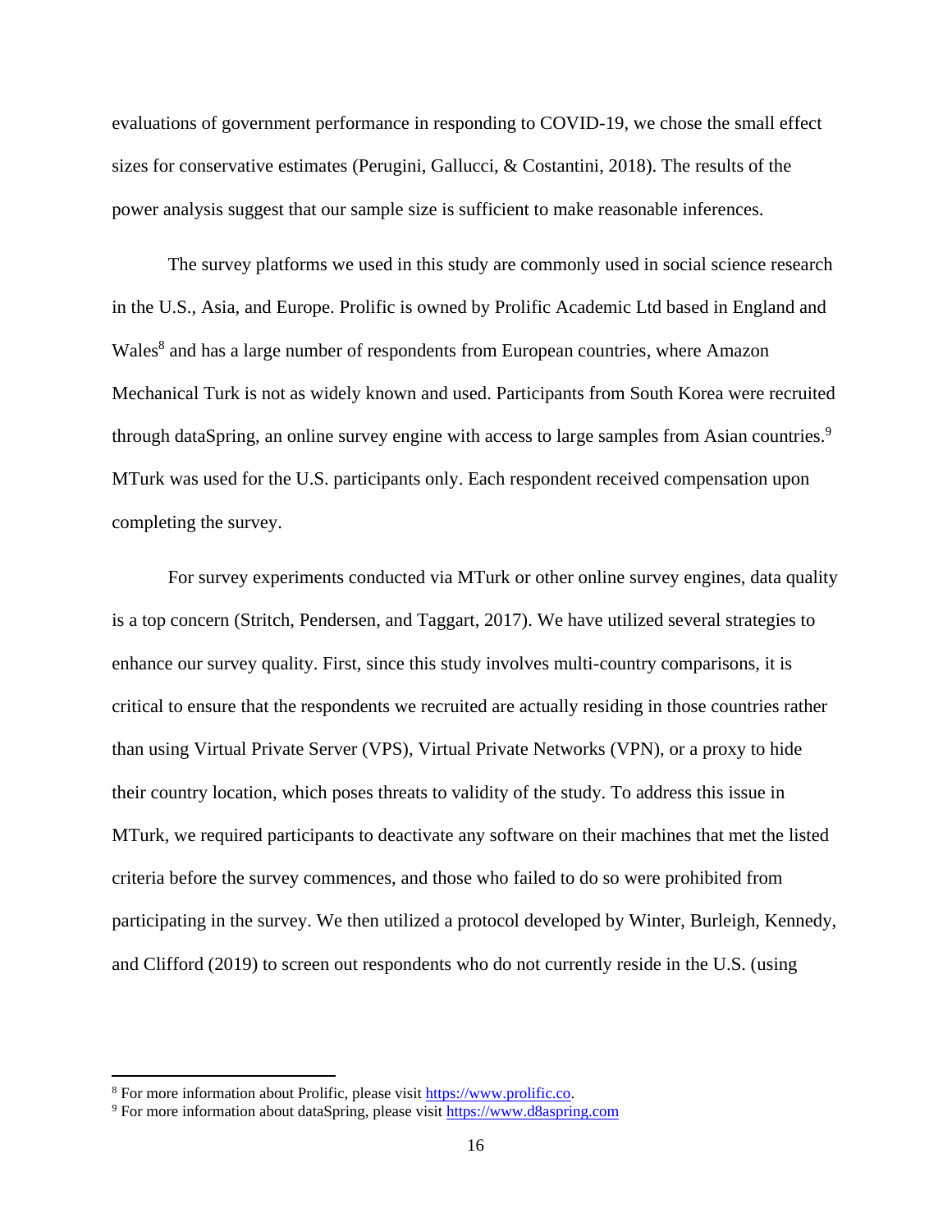evaluations of government performance in responding to COVID-19, we chose the small effect sizes for conservative estimates (Perugini, Gallucci, & Costantini, 2018). The results of the power analysis suggest that our sample size is sufficient to make reasonable inferences.

The survey platforms we used in this study are commonly used in social science research in the U.S., Asia, and Europe. Prolific is owned by Prolific Academic Ltd based in England and Wales[8] and has a large number of respondents from European countries, where Amazon Mechanical Turk is not as widely known and used. Participants from South Korea were recruited through dataSpring, an online survey engine with access to large samples from Asian countries.[9] MTurk was used for the U.S. participants only. Each respondent received compensation upon completing the survey.

For survey experiments conducted via MTurk or other online survey engines, data quality is a top concern (Stritch, Pendersen, and Taggart, 2017). We have utilized several strategies to enhance our survey quality. First, since this study involves multi-country comparisons, it is critical to ensure that the respondents we recruited are actually residing in those countries rather than using Virtual Private Server (VPS), Virtual Private Networks (VPN), or a proxy to hide their country location, which poses threats to validity of the study. To address this issue in MTurk, we required participants to deactivate any software on their machines that met the listed criteria before the survey commences, and those who failed to do so were prohibited from participating in the survey. We then utilized a protocol developed by Winter, Burleigh, Kennedy, and Clifford (2019) to screen out respondents who do not currently reside in the U.S. (using

---

[8] For more information about Prolific, please visit [https://www.prolific.co](https://www.prolific.co).

[9] For more information about dataSpring, please visit [https://www.d8aspring.com](https://www.d8aspring.com)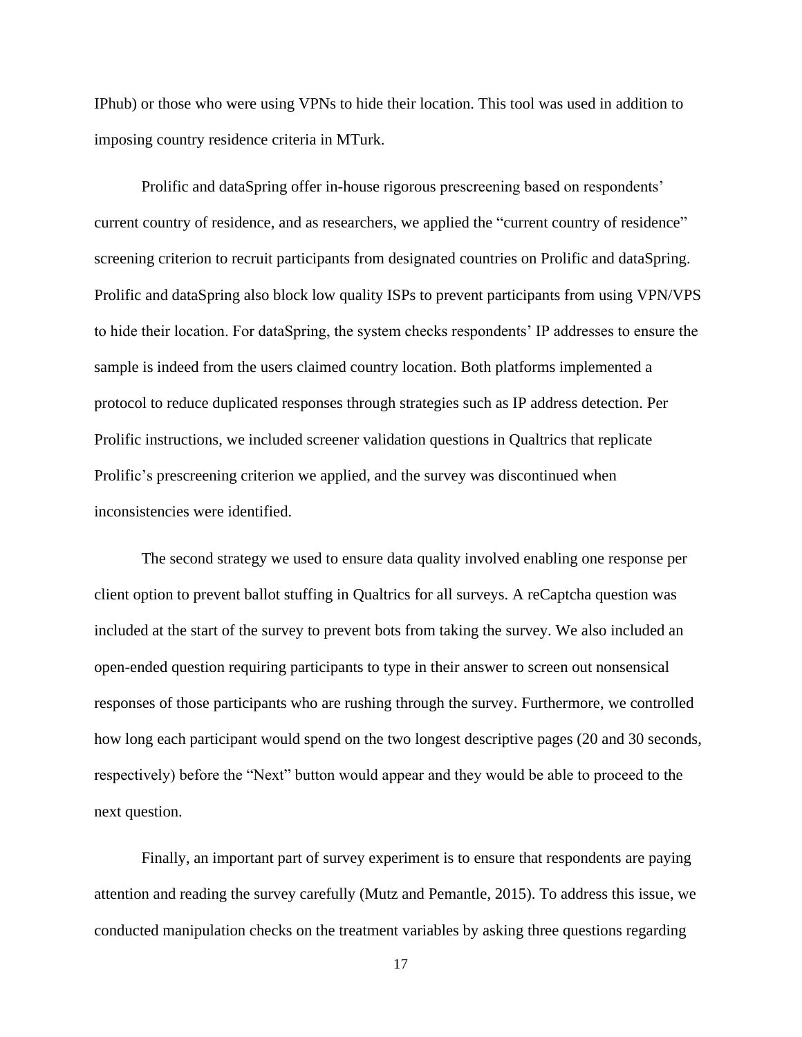IPhub) or those who were using VPNs to hide their location. This tool was used in addition to imposing country residence criteria in MTurk.

Prolific and dataSpring offer in-house rigorous prescreening based on respondents' current country of residence, and as researchers, we applied the "current country of residence" screening criterion to recruit participants from designated countries on Prolific and dataSpring. Prolific and dataSpring also block low quality ISPs to prevent participants from using VPN/VPS to hide their location. For dataSpring, the system checks respondents' IP addresses to ensure the sample is indeed from the users claimed country location. Both platforms implemented a protocol to reduce duplicated responses through strategies such as IP address detection. Per Prolific instructions, we included screener validation questions in Qualtrics that replicate Prolific's prescreening criterion we applied, and the survey was discontinued when inconsistencies were identified.

The second strategy we used to ensure data quality involved enabling one response per client option to prevent ballot stuffing in Qualtrics for all surveys. A reCaptcha question was included at the start of the survey to prevent bots from taking the survey. We also included an open-ended question requiring participants to type in their answer to screen out nonsensical responses of those participants who are rushing through the survey. Furthermore, we controlled how long each participant would spend on the two longest descriptive pages (20 and 30 seconds, respectively) before the "Next" button would appear and they would be able to proceed to the next question.

Finally, an important part of survey experiment is to ensure that respondents are paying attention and reading the survey carefully (Mutz and Pemantle, 2015). To address this issue, we conducted manipulation checks on the treatment variables by asking three questions regarding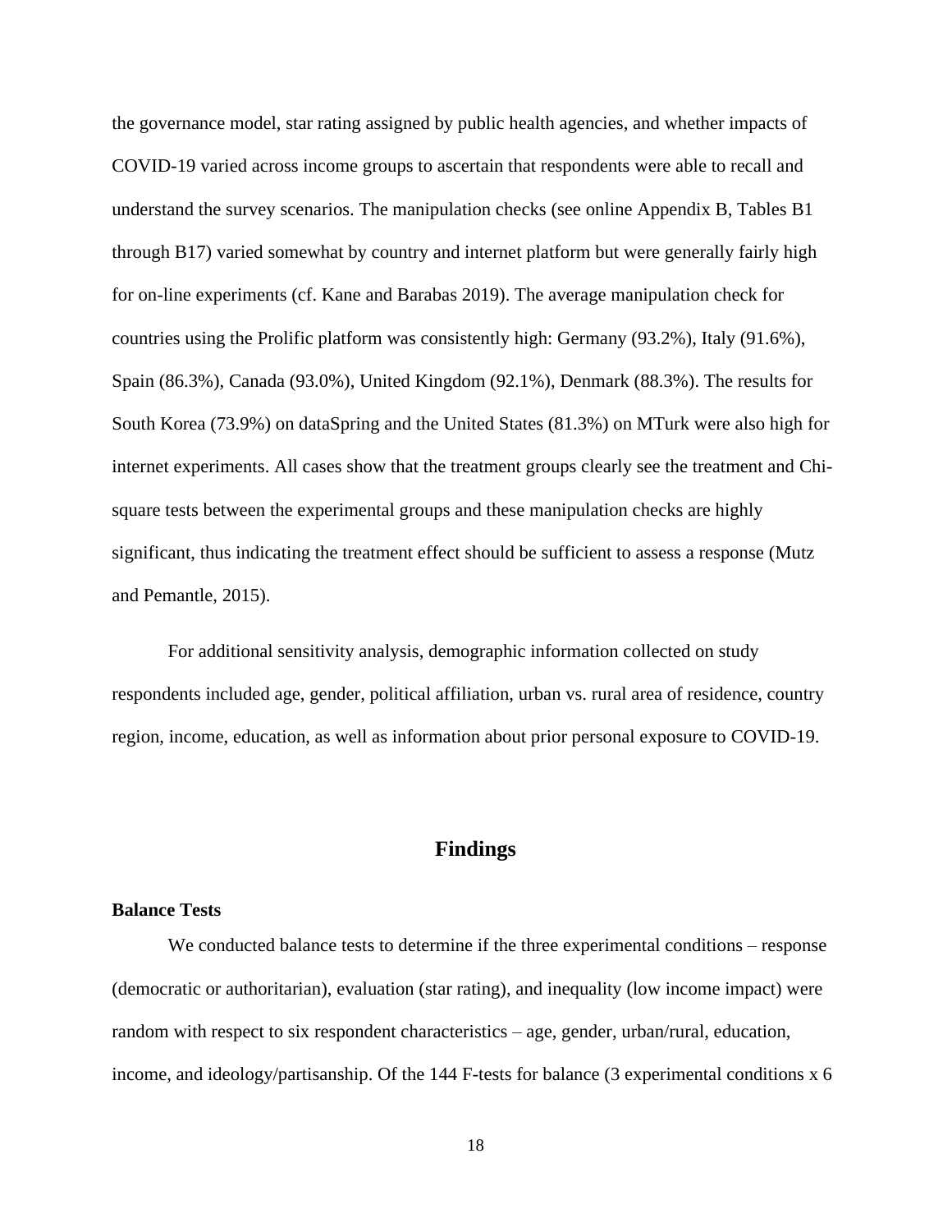the governance model, star rating assigned by public health agencies, and whether impacts of COVID-19 varied across income groups to ascertain that respondents were able to recall and understand the survey scenarios. The manipulation checks (see online Appendix B, Tables B1 through B17) varied somewhat by country and internet platform but were generally fairly high for on-line experiments (cf. Kane and Barabas 2019). The average manipulation check for countries using the Prolific platform was consistently high: Germany (93.2%), Italy (91.6%), Spain (86.3%), Canada (93.0%), United Kingdom (92.1%), Denmark (88.3%). The results for South Korea (73.9%) on dataSpring and the United States (81.3%) on MTurk were also high for internet experiments. All cases show that the treatment groups clearly see the treatment and Chi-square tests between the experimental groups and these manipulation checks are highly significant, thus indicating the treatment effect should be sufficient to assess a response (Mutz and Pemantle, 2015).

For additional sensitivity analysis, demographic information collected on study respondents included age, gender, political affiliation, urban vs. rural area of residence, country region, income, education, as well as information about prior personal exposure to COVID-19.

## Findings

### Balance Tests

We conducted balance tests to determine if the three experimental conditions – response (democratic or authoritarian), evaluation (star rating), and inequality (low income impact) were random with respect to six respondent characteristics – age, gender, urban/rural, education, income, and ideology/partisanship. Of the 144 F-tests for balance (3 experimental conditions x 6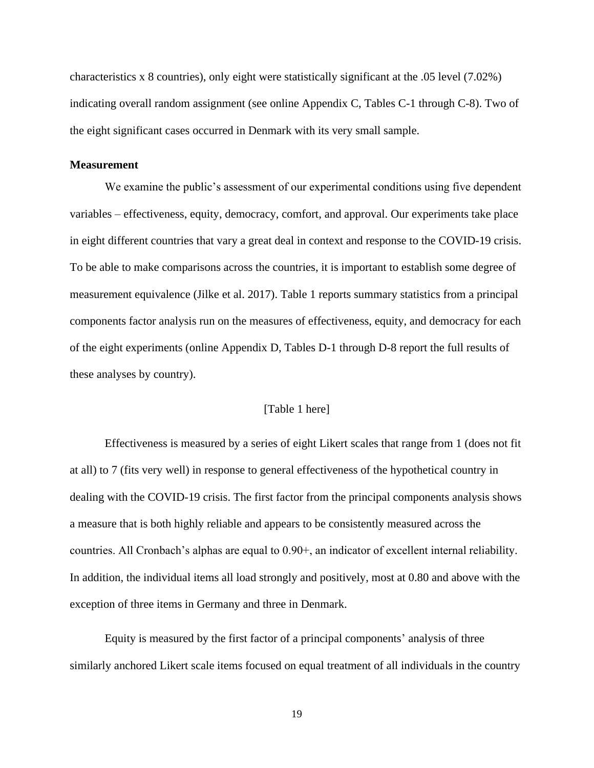characteristics x 8 countries), only eight were statistically significant at the .05 level (7.02%) indicating overall random assignment (see online Appendix C, Tables C-1 through C-8). Two of the eight significant cases occurred in Denmark with its very small sample.

**Measurement**

We examine the public's assessment of our experimental conditions using five dependent variables – effectiveness, equity, democracy, comfort, and approval. Our experiments take place in eight different countries that vary a great deal in context and response to the COVID-19 crisis. To be able to make comparisons across the countries, it is important to establish some degree of measurement equivalence (Jilke et al. 2017). Table 1 reports summary statistics from a principal components factor analysis run on the measures of effectiveness, equity, and democracy for each of the eight experiments (online Appendix D, Tables D-1 through D-8 report the full results of these analyses by country).

[Table 1 here]

Effectiveness is measured by a series of eight Likert scales that range from 1 (does not fit at all) to 7 (fits very well) in response to general effectiveness of the hypothetical country in dealing with the COVID-19 crisis. The first factor from the principal components analysis shows a measure that is both highly reliable and appears to be consistently measured across the countries. All Cronbach's alphas are equal to 0.90+, an indicator of excellent internal reliability. In addition, the individual items all load strongly and positively, most at 0.80 and above with the exception of three items in Germany and three in Denmark.

Equity is measured by the first factor of a principal components' analysis of three similarly anchored Likert scale items focused on equal treatment of all individuals in the country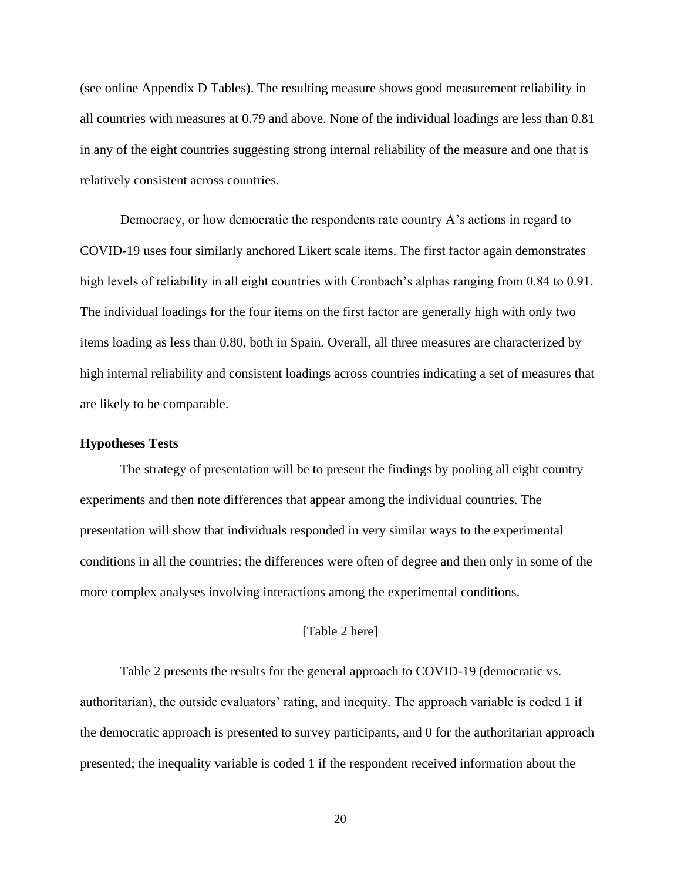(see online Appendix D Tables). The resulting measure shows good measurement reliability in all countries with measures at 0.79 and above. None of the individual loadings are less than 0.81 in any of the eight countries suggesting strong internal reliability of the measure and one that is relatively consistent across countries.

Democracy, or how democratic the respondents rate country A's actions in regard to COVID-19 uses four similarly anchored Likert scale items. The first factor again demonstrates high levels of reliability in all eight countries with Cronbach's alphas ranging from 0.84 to 0.91. The individual loadings for the four items on the first factor are generally high with only two items loading as less than 0.80, both in Spain. Overall, all three measures are characterized by high internal reliability and consistent loadings across countries indicating a set of measures that are likely to be comparable.

**Hypotheses Tests**

The strategy of presentation will be to present the findings by pooling all eight country experiments and then note differences that appear among the individual countries. The presentation will show that individuals responded in very similar ways to the experimental conditions in all the countries; the differences were often of degree and then only in some of the more complex analyses involving interactions among the experimental conditions.

[Table 2 here]

Table 2 presents the results for the general approach to COVID-19 (democratic vs. authoritarian), the outside evaluators' rating, and inequity. The approach variable is coded 1 if the democratic approach is presented to survey participants, and 0 for the authoritarian approach presented; the inequality variable is coded 1 if the respondent received information about the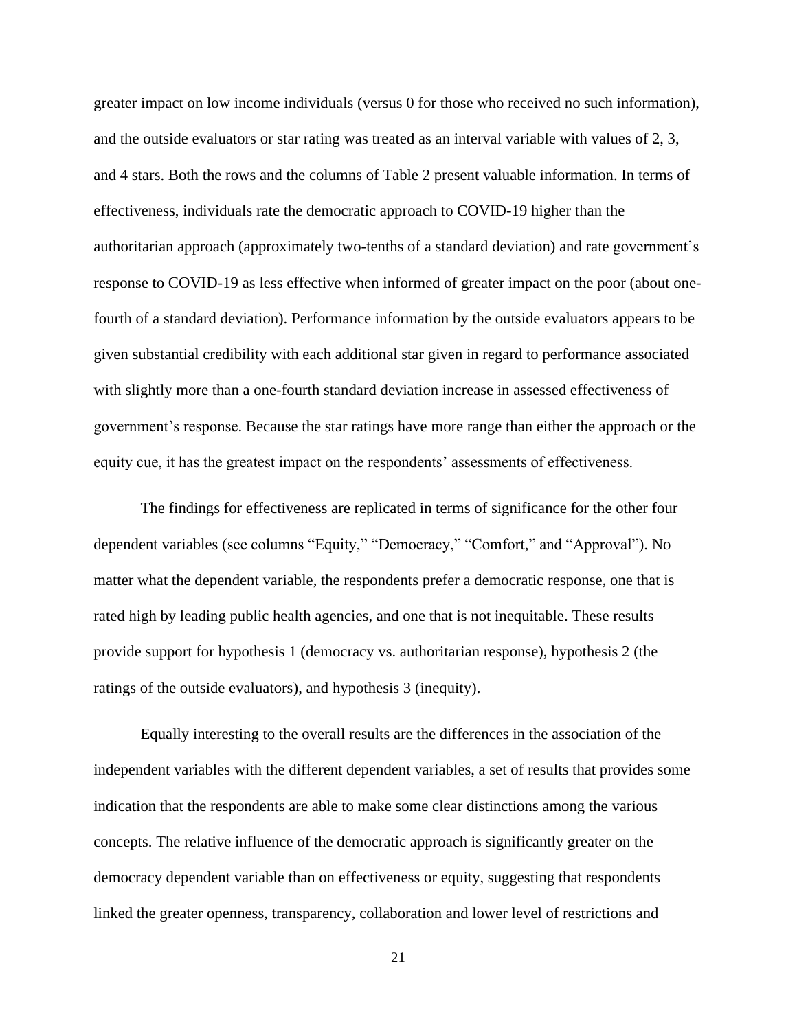greater impact on low income individuals (versus 0 for those who received no such information), and the outside evaluators or star rating was treated as an interval variable with values of 2, 3, and 4 stars. Both the rows and the columns of Table 2 present valuable information. In terms of effectiveness, individuals rate the democratic approach to COVID-19 higher than the authoritarian approach (approximately two-tenths of a standard deviation) and rate government's response to COVID-19 as less effective when informed of greater impact on the poor (about one-fourth of a standard deviation). Performance information by the outside evaluators appears to be given substantial credibility with each additional star given in regard to performance associated with slightly more than a one-fourth standard deviation increase in assessed effectiveness of government's response. Because the star ratings have more range than either the approach or the equity cue, it has the greatest impact on the respondents' assessments of effectiveness.

The findings for effectiveness are replicated in terms of significance for the other four dependent variables (see columns "Equity," "Democracy," "Comfort," and "Approval"). No matter what the dependent variable, the respondents prefer a democratic response, one that is rated high by leading public health agencies, and one that is not inequitable. These results provide support for hypothesis 1 (democracy vs. authoritarian response), hypothesis 2 (the ratings of the outside evaluators), and hypothesis 3 (inequity).

Equally interesting to the overall results are the differences in the association of the independent variables with the different dependent variables, a set of results that provides some indication that the respondents are able to make some clear distinctions among the various concepts. The relative influence of the democratic approach is significantly greater on the democracy dependent variable than on effectiveness or equity, suggesting that respondents linked the greater openness, transparency, collaboration and lower level of restrictions and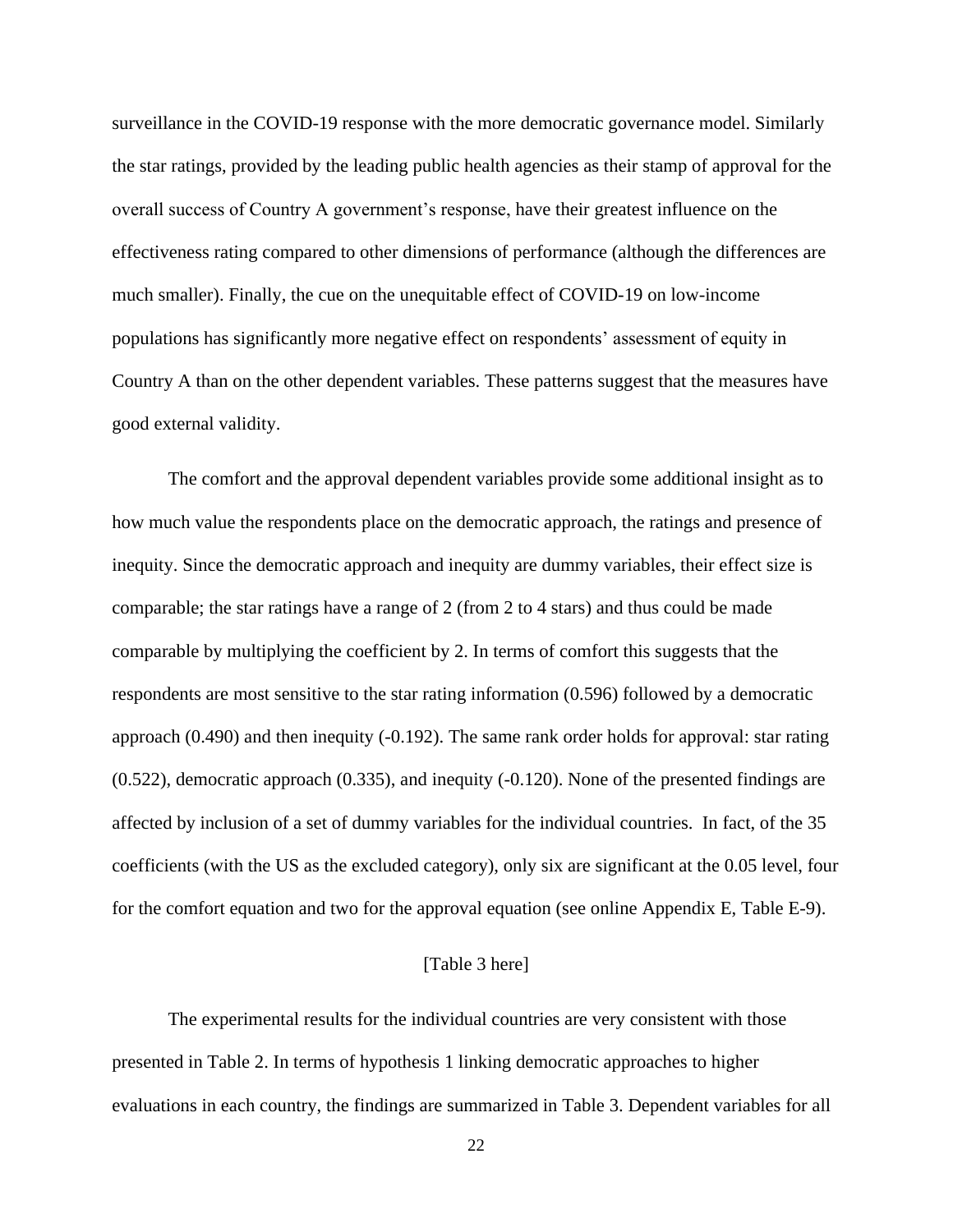surveillance in the COVID-19 response with the more democratic governance model. Similarly the star ratings, provided by the leading public health agencies as their stamp of approval for the overall success of Country A government's response, have their greatest influence on the effectiveness rating compared to other dimensions of performance (although the differences are much smaller). Finally, the cue on the unequitable effect of COVID-19 on low-income populations has significantly more negative effect on respondents' assessment of equity in Country A than on the other dependent variables. These patterns suggest that the measures have good external validity.

The comfort and the approval dependent variables provide some additional insight as to how much value the respondents place on the democratic approach, the ratings and presence of inequity. Since the democratic approach and inequity are dummy variables, their effect size is comparable; the star ratings have a range of 2 (from 2 to 4 stars) and thus could be made comparable by multiplying the coefficient by 2. In terms of comfort this suggests that the respondents are most sensitive to the star rating information (0.596) followed by a democratic approach (0.490) and then inequity (-0.192). The same rank order holds for approval: star rating (0.522), democratic approach (0.335), and inequity (-0.120). None of the presented findings are affected by inclusion of a set of dummy variables for the individual countries. In fact, of the 35 coefficients (with the US as the excluded category), only six are significant at the 0.05 level, four for the comfort equation and two for the approval equation (see online Appendix E, Table E-9).

[Table 3 here]

The experimental results for the individual countries are very consistent with those presented in Table 2. In terms of hypothesis 1 linking democratic approaches to higher evaluations in each country, the findings are summarized in Table 3. Dependent variables for all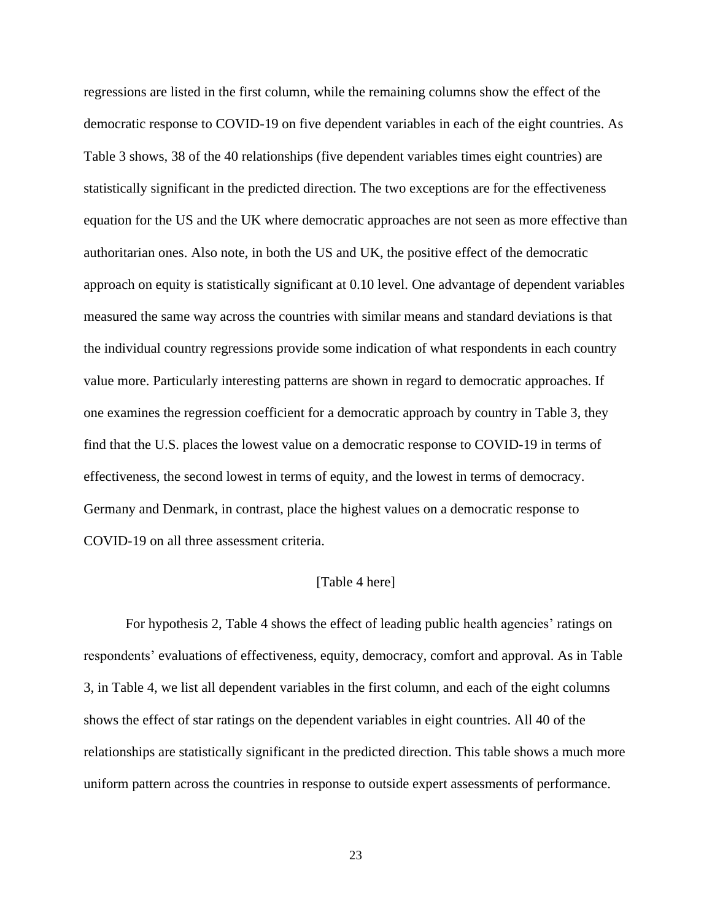regressions are listed in the first column, while the remaining columns show the effect of the democratic response to COVID-19 on five dependent variables in each of the eight countries. As Table 3 shows, 38 of the 40 relationships (five dependent variables times eight countries) are statistically significant in the predicted direction. The two exceptions are for the effectiveness equation for the US and the UK where democratic approaches are not seen as more effective than authoritarian ones. Also note, in both the US and UK, the positive effect of the democratic approach on equity is statistically significant at 0.10 level. One advantage of dependent variables measured the same way across the countries with similar means and standard deviations is that the individual country regressions provide some indication of what respondents in each country value more. Particularly interesting patterns are shown in regard to democratic approaches. If one examines the regression coefficient for a democratic approach by country in Table 3, they find that the U.S. places the lowest value on a democratic response to COVID-19 in terms of effectiveness, the second lowest in terms of equity, and the lowest in terms of democracy. Germany and Denmark, in contrast, place the highest values on a democratic response to COVID-19 on all three assessment criteria.

[Table 4 here]

For hypothesis 2, Table 4 shows the effect of leading public health agencies' ratings on respondents' evaluations of effectiveness, equity, democracy, comfort and approval. As in Table 3, in Table 4, we list all dependent variables in the first column, and each of the eight columns shows the effect of star ratings on the dependent variables in eight countries. All 40 of the relationships are statistically significant in the predicted direction. This table shows a much more uniform pattern across the countries in response to outside expert assessments of performance.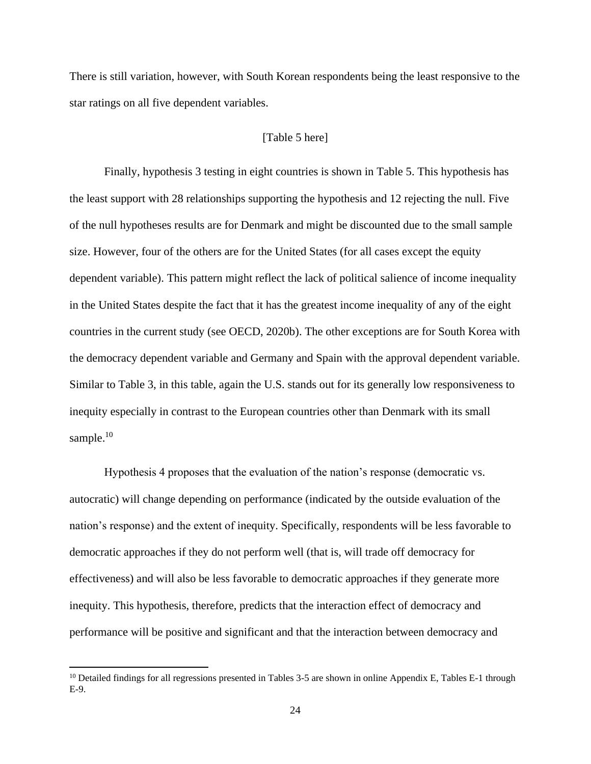There is still variation, however, with South Korean respondents being the least responsive to the star ratings on all five dependent variables.

[Table 5 here]

Finally, hypothesis 3 testing in eight countries is shown in Table 5. This hypothesis has the least support with 28 relationships supporting the hypothesis and 12 rejecting the null. Five of the null hypotheses results are for Denmark and might be discounted due to the small sample size. However, four of the others are for the United States (for all cases except the equity dependent variable). This pattern might reflect the lack of political salience of income inequality in the United States despite the fact that it has the greatest income inequality of any of the eight countries in the current study (see OECD, 2020b). The other exceptions are for South Korea with the democracy dependent variable and Germany and Spain with the approval dependent variable. Similar to Table 3, in this table, again the U.S. stands out for its generally low responsiveness to inequity especially in contrast to the European countries other than Denmark with its small sample.[10]

Hypothesis 4 proposes that the evaluation of the nation's response (democratic vs. autocratic) will change depending on performance (indicated by the outside evaluation of the nation's response) and the extent of inequity. Specifically, respondents will be less favorable to democratic approaches if they do not perform well (that is, will trade off democracy for effectiveness) and will also be less favorable to democratic approaches if they generate more inequity. This hypothesis, therefore, predicts that the interaction effect of democracy and performance will be positive and significant and that the interaction between democracy and

[10] Detailed findings for all regressions presented in Tables 3-5 are shown in online Appendix E, Tables E-1 through E-9.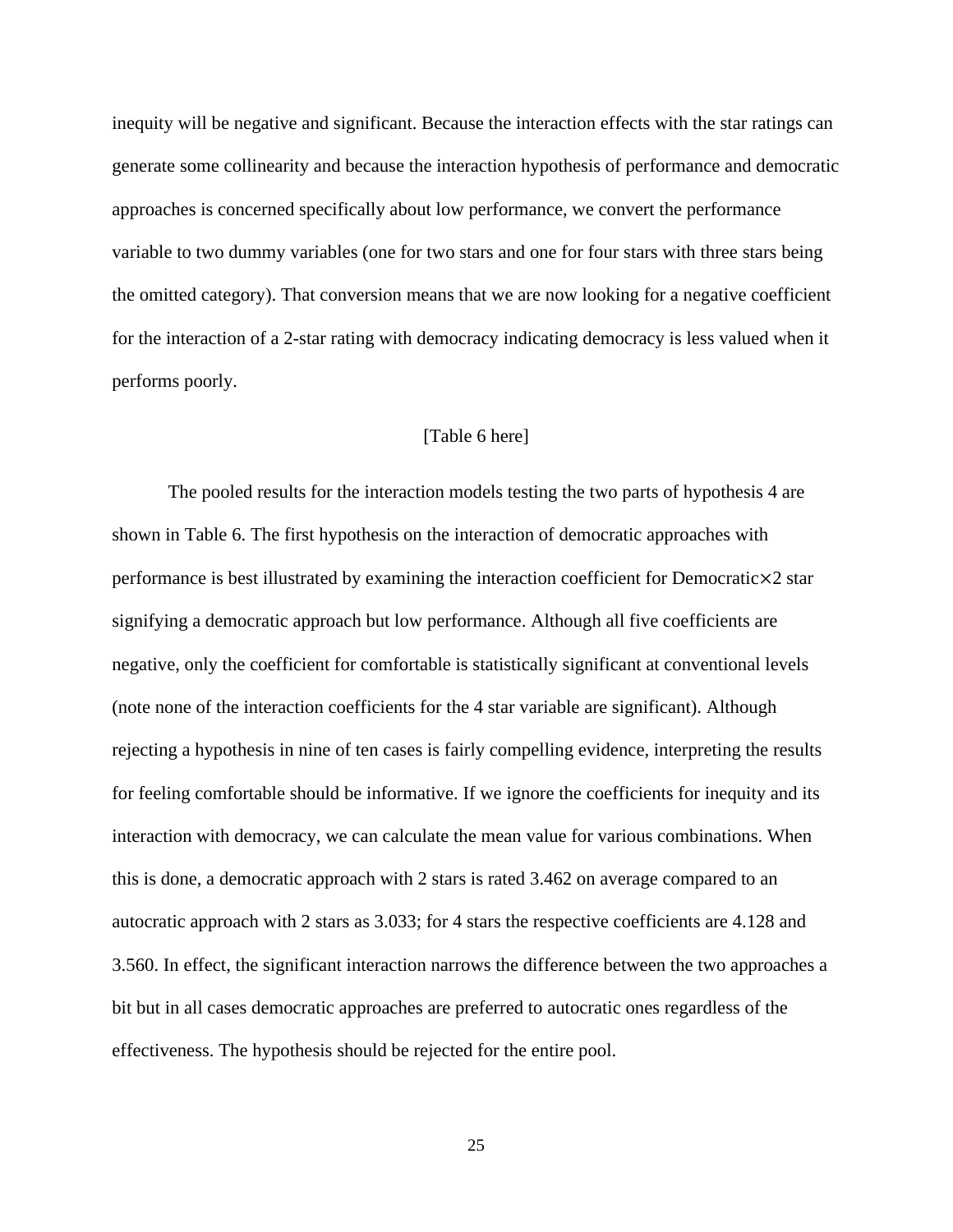inequity will be negative and significant. Because the interaction effects with the star ratings can generate some collinearity and because the interaction hypothesis of performance and democratic approaches is concerned specifically about low performance, we convert the performance variable to two dummy variables (one for two stars and one for four stars with three stars being the omitted category). That conversion means that we are now looking for a negative coefficient for the interaction of a 2-star rating with democracy indicating democracy is less valued when it performs poorly.

[Table 6 here]

The pooled results for the interaction models testing the two parts of hypothesis 4 are shown in Table 6. The first hypothesis on the interaction of democratic approaches with performance is best illustrated by examining the interaction coefficient for Democratic×2 star signifying a democratic approach but low performance. Although all five coefficients are negative, only the coefficient for comfortable is statistically significant at conventional levels (note none of the interaction coefficients for the 4 star variable are significant). Although rejecting a hypothesis in nine of ten cases is fairly compelling evidence, interpreting the results for feeling comfortable should be informative. If we ignore the coefficients for inequity and its interaction with democracy, we can calculate the mean value for various combinations. When this is done, a democratic approach with 2 stars is rated 3.462 on average compared to an autocratic approach with 2 stars as 3.033; for 4 stars the respective coefficients are 4.128 and 3.560. In effect, the significant interaction narrows the difference between the two approaches a bit but in all cases democratic approaches are preferred to autocratic ones regardless of the effectiveness. The hypothesis should be rejected for the entire pool.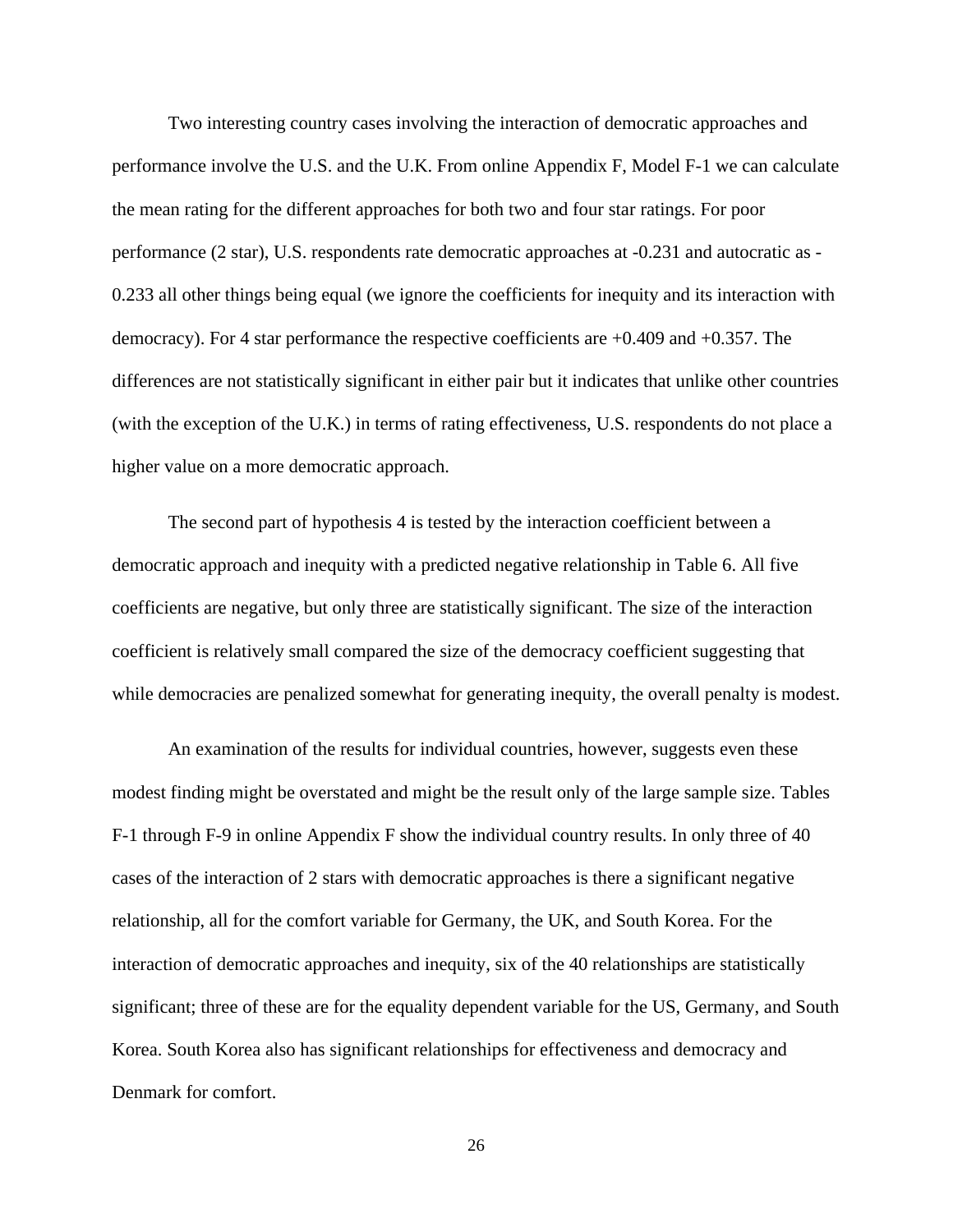Two interesting country cases involving the interaction of democratic approaches and performance involve the U.S. and the U.K. From online Appendix F, Model F-1 we can calculate the mean rating for the different approaches for both two and four star ratings. For poor performance (2 star), U.S. respondents rate democratic approaches at -0.231 and autocratic as -0.233 all other things being equal (we ignore the coefficients for inequity and its interaction with democracy). For 4 star performance the respective coefficients are +0.409 and +0.357. The differences are not statistically significant in either pair but it indicates that unlike other countries (with the exception of the U.K.) in terms of rating effectiveness, U.S. respondents do not place a higher value on a more democratic approach.

The second part of hypothesis 4 is tested by the interaction coefficient between a democratic approach and inequity with a predicted negative relationship in Table 6. All five coefficients are negative, but only three are statistically significant. The size of the interaction coefficient is relatively small compared the size of the democracy coefficient suggesting that while democracies are penalized somewhat for generating inequity, the overall penalty is modest.

An examination of the results for individual countries, however, suggests even these modest finding might be overstated and might be the result only of the large sample size. Tables F-1 through F-9 in online Appendix F show the individual country results. In only three of 40 cases of the interaction of 2 stars with democratic approaches is there a significant negative relationship, all for the comfort variable for Germany, the UK, and South Korea. For the interaction of democratic approaches and inequity, six of the 40 relationships are statistically significant; three of these are for the equality dependent variable for the US, Germany, and South Korea. South Korea also has significant relationships for effectiveness and democracy and Denmark for comfort.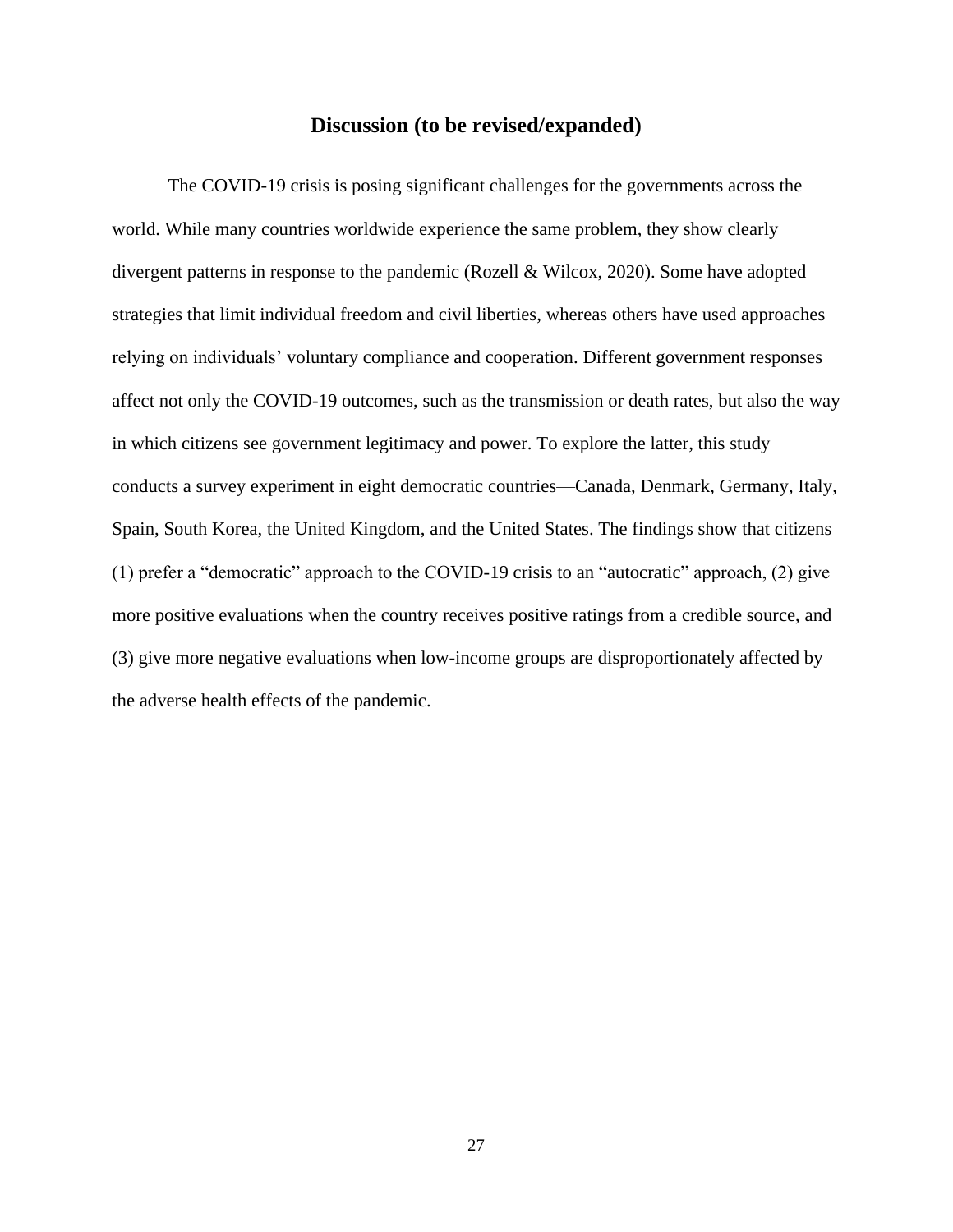## Discussion (to be revised/expanded)

The COVID-19 crisis is posing significant challenges for the governments across the world. While many countries worldwide experience the same problem, they show clearly divergent patterns in response to the pandemic (Rozell & Wilcox, 2020). Some have adopted strategies that limit individual freedom and civil liberties, whereas others have used approaches relying on individuals' voluntary compliance and cooperation. Different government responses affect not only the COVID-19 outcomes, such as the transmission or death rates, but also the way in which citizens see government legitimacy and power. To explore the latter, this study conducts a survey experiment in eight democratic countries—Canada, Denmark, Germany, Italy, Spain, South Korea, the United Kingdom, and the United States. The findings show that citizens (1) prefer a "democratic" approach to the COVID-19 crisis to an "autocratic" approach, (2) give more positive evaluations when the country receives positive ratings from a credible source, and (3) give more negative evaluations when low-income groups are disproportionately affected by the adverse health effects of the pandemic.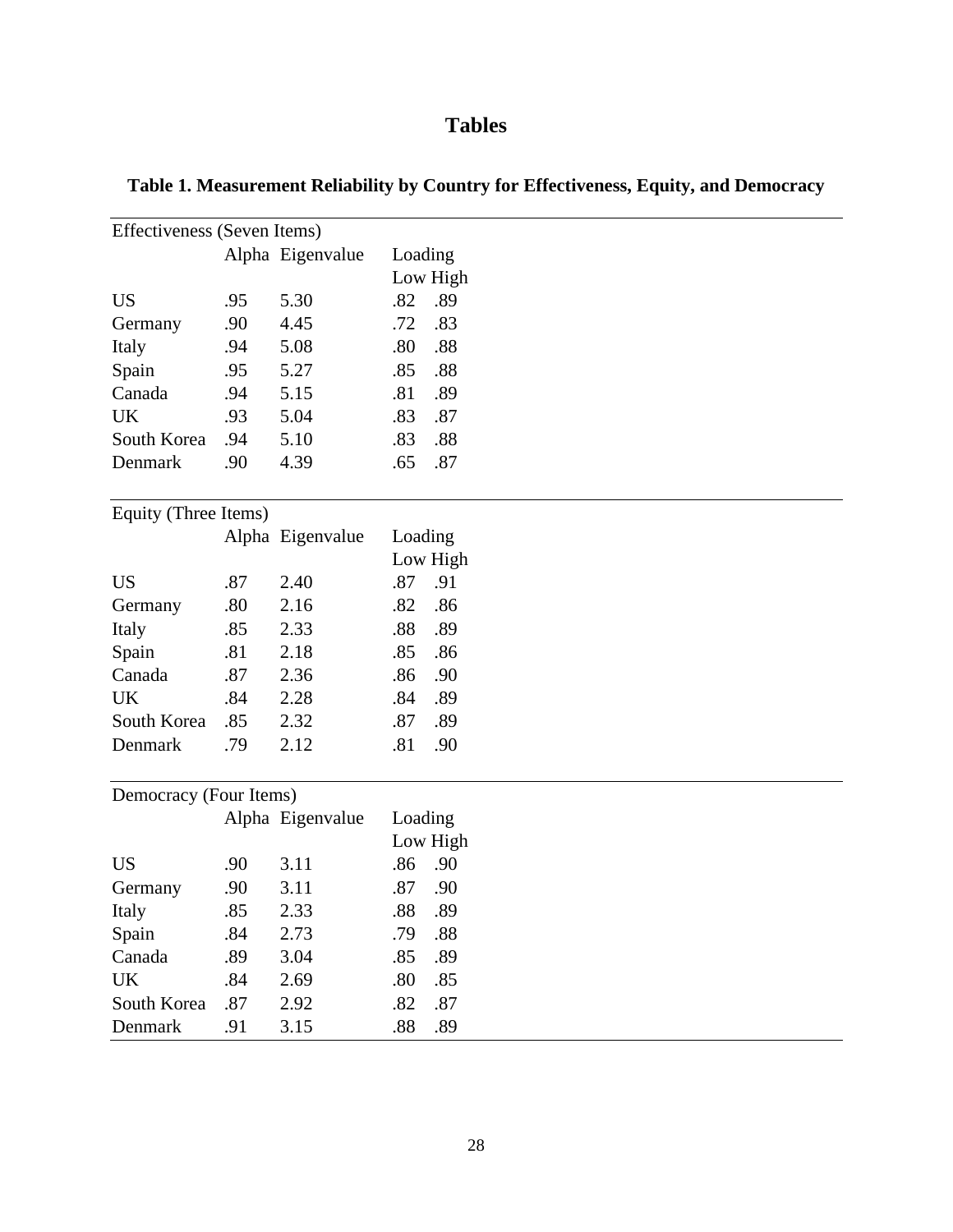# Tables

**Table 1. Measurement Reliability by Country for Effectiveness, Equity, and Democracy**

| Effectiveness (Seven Items) | | | | |
|---|---|---|---|---|
| | Alpha | Eigenvalue | Loading | |
| | | | Low | High |
| US | .95 | 5.30 | .82 | .89 |
| Germany | .90 | 4.45 | .72 | .83 |
| Italy | .94 | 5.08 | .80 | .88 |
| Spain | .95 | 5.27 | .85 | .88 |
| Canada | .94 | 5.15 | .81 | .89 |
| UK | .93 | 5.04 | .83 | .87 |
| South Korea | .94 | 5.10 | .83 | .88 |
| Denmark | .90 | 4.39 | .65 | .87 |

| Equity (Three Items) | | | | |
|---|---|---|---|---|
| | Alpha | Eigenvalue | Loading | |
| | | | Low | High |
| US | .87 | 2.40 | .87 | .91 |
| Germany | .80 | 2.16 | .82 | .86 |
| Italy | .85 | 2.33 | .88 | .89 |
| Spain | .81 | 2.18 | .85 | .86 |
| Canada | .87 | 2.36 | .86 | .90 |
| UK | .84 | 2.28 | .84 | .89 |
| South Korea | .85 | 2.32 | .87 | .89 |
| Denmark | .79 | 2.12 | .81 | .90 |

| Democracy (Four Items) | | | | |
|---|---|---|---|---|
| | Alpha | Eigenvalue | Loading | |
| | | | Low | High |
| US | .90 | 3.11 | .86 | .90 |
| Germany | .90 | 3.11 | .87 | .90 |
| Italy | .85 | 2.33 | .88 | .89 |
| Spain | .84 | 2.73 | .79 | .88 |
| Canada | .89 | 3.04 | .85 | .89 |
| UK | .84 | 2.69 | .80 | .85 |
| South Korea | .87 | 2.92 | .82 | .87 |
| Denmark | .91 | 3.15 | .88 | .89 |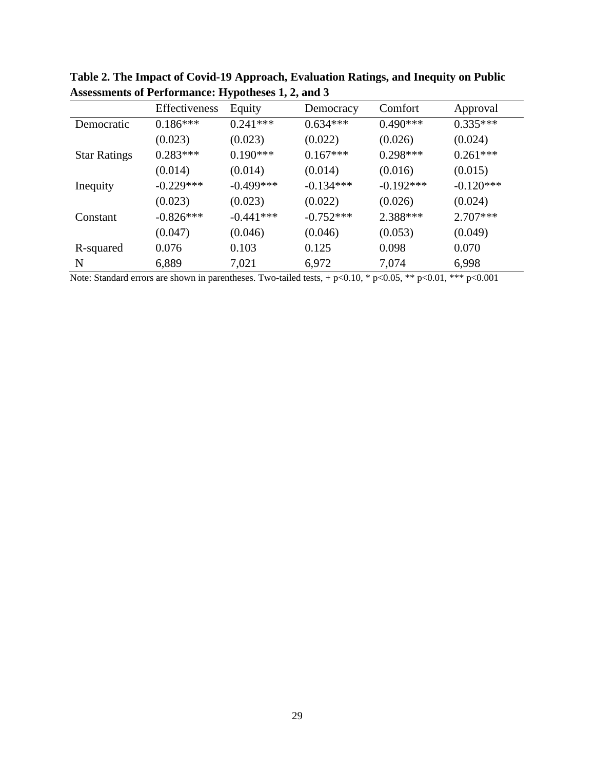**Table 2. The Impact of Covid-19 Approach, Evaluation Ratings, and Inequity on Public Assessments of Performance: Hypotheses 1, 2, and 3**

| | Effectiveness | Equity | Democracy | Comfort | Approval |
|---|---|---|---|---|---|
| Democratic | 0.186*** | 0.241*** | 0.634*** | 0.490*** | 0.335*** |
| | (0.023) | (0.023) | (0.022) | (0.026) | (0.024) |
| Star Ratings | 0.283*** | 0.190*** | 0.167*** | 0.298*** | 0.261*** |
| | (0.014) | (0.014) | (0.014) | (0.016) | (0.015) |
| Inequity | -0.229*** | -0.499*** | -0.134*** | -0.192*** | -0.120*** |
| | (0.023) | (0.023) | (0.022) | (0.026) | (0.024) |
| Constant | -0.826*** | -0.441*** | -0.752*** | 2.388*** | 2.707*** |
| | (0.047) | (0.046) | (0.046) | (0.053) | (0.049) |
| R-squared | 0.076 | 0.103 | 0.125 | 0.098 | 0.070 |
| N | 6,889 | 7,021 | 6,972 | 7,074 | 6,998 |

Note: Standard errors are shown in parentheses. Two-tailed tests, + $p<0.10$, * $p<0.05$, ** $p<0.01$, *** $p<0.001$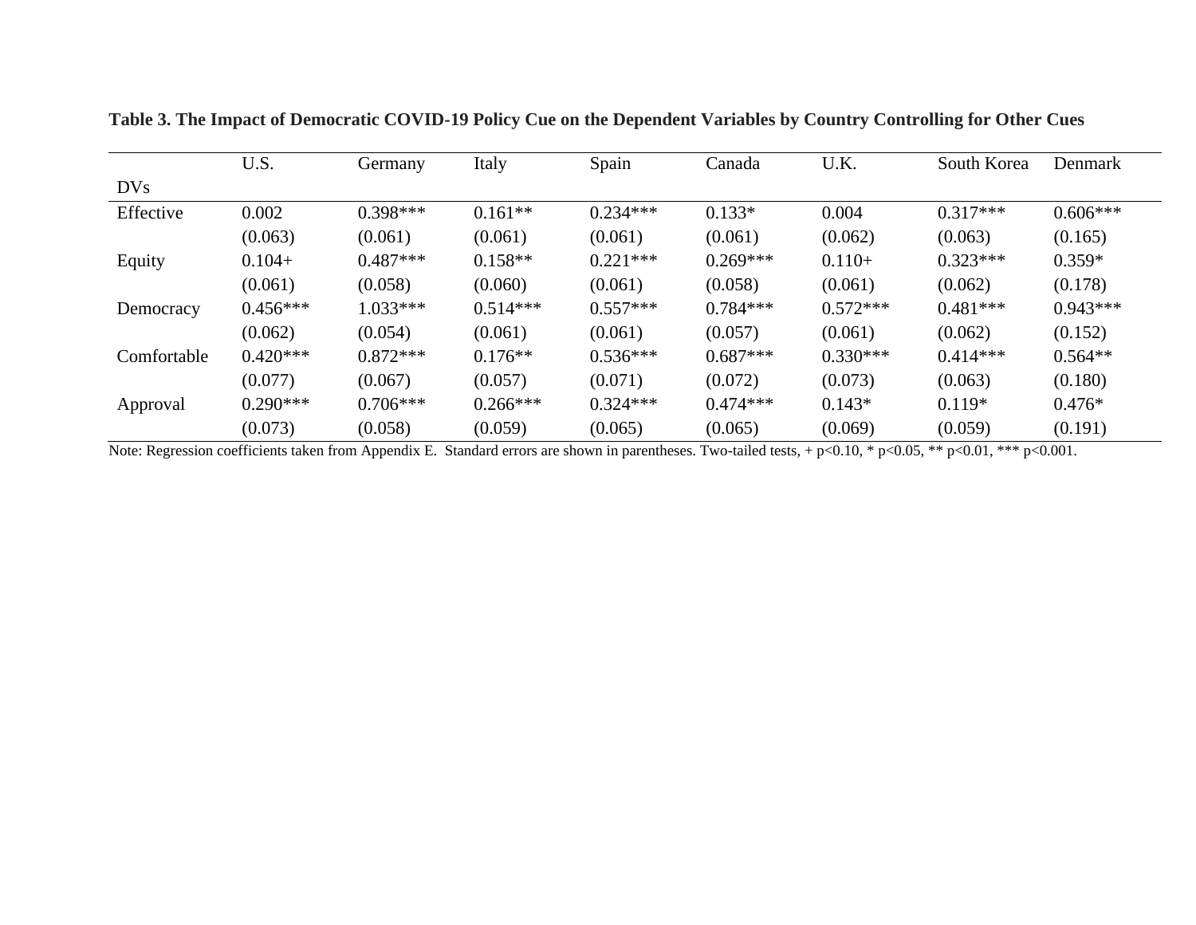**Table 3. The Impact of Democratic COVID-19 Policy Cue on the Dependent Variables by Country Controlling for Other Cues**

| DVs | U.S. | Germany | Italy | Spain | Canada | U.K. | South Korea | Denmark |
|---|---|---|---|---|---|---|---|---|
| Effective | 0.002 | 0.398*** | 0.161** | 0.234*** | 0.133* | 0.004 | 0.317*** | 0.606*** |
| | (0.063) | (0.061) | (0.061) | (0.061) | (0.061) | (0.062) | (0.063) | (0.165) |
| Equity | 0.104+ | 0.487*** | 0.158** | 0.221*** | 0.269*** | 0.110+ | 0.323*** | 0.359* |
| | (0.061) | (0.058) | (0.060) | (0.061) | (0.058) | (0.061) | (0.062) | (0.178) |
| Democracy | 0.456*** | 1.033*** | 0.514*** | 0.557*** | 0.784*** | 0.572*** | 0.481*** | 0.943*** |
| | (0.062) | (0.054) | (0.061) | (0.061) | (0.057) | (0.061) | (0.062) | (0.152) |
| Comfortable | 0.420*** | 0.872*** | 0.176** | 0.536*** | 0.687*** | 0.330*** | 0.414*** | 0.564** |
| | (0.077) | (0.067) | (0.057) | (0.071) | (0.072) | (0.073) | (0.063) | (0.180) |
| Approval | 0.290*** | 0.706*** | 0.266*** | 0.324*** | 0.474*** | 0.143* | 0.119* | 0.476* |
| | (0.073) | (0.058) | (0.059) | (0.065) | (0.065) | (0.069) | (0.059) | (0.191) |

Note: Regression coefficients taken from Appendix E. Standard errors are shown in parentheses. Two-tailed tests, + $p<0.10$, * $p<0.05$, ** $p<0.01$, *** $p<0.001$.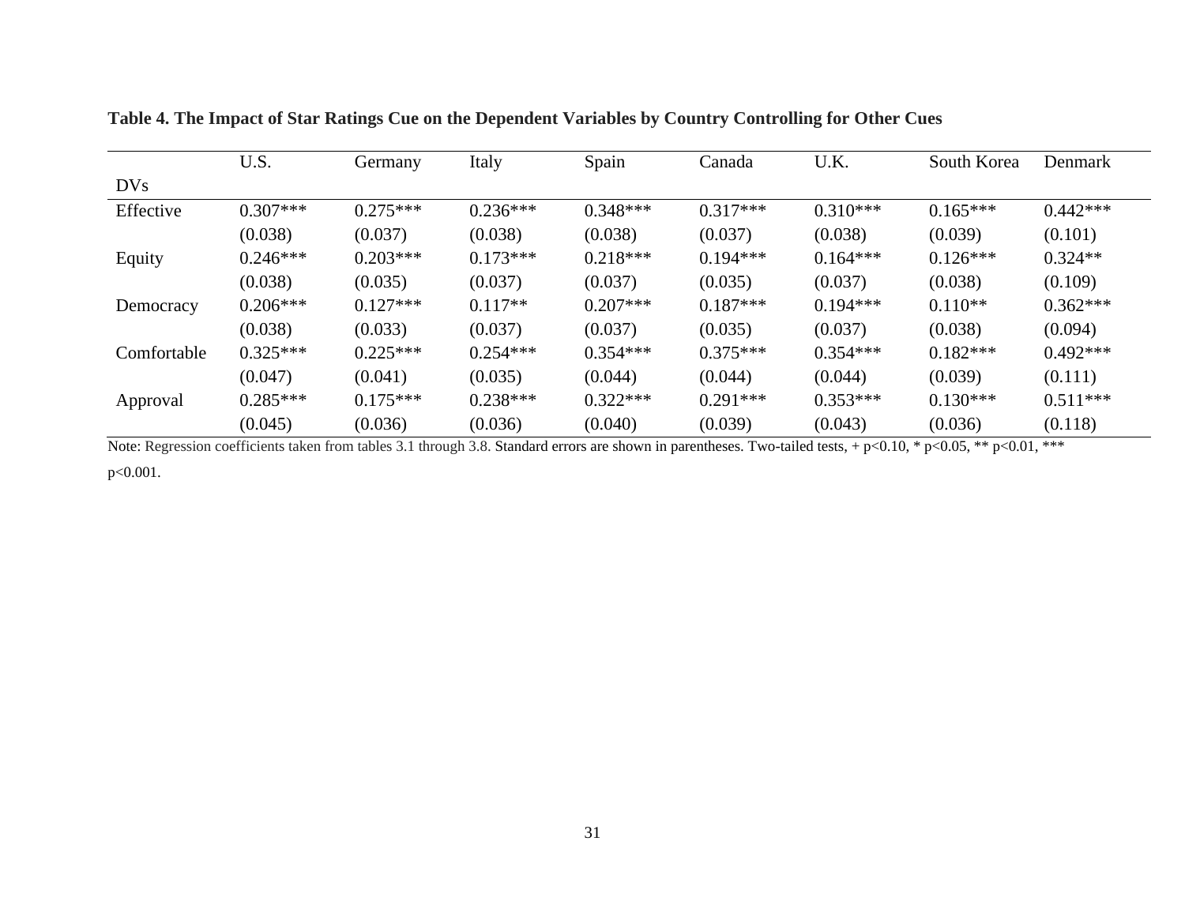**Table 4. The Impact of Star Ratings Cue on the Dependent Variables by Country Controlling for Other Cues**

| DVs | U.S. | Germany | Italy | Spain | Canada | U.K. | South Korea | Denmark |
|---|---|---|---|---|---|---|---|---|
| Effective | 0.307*** | 0.275*** | 0.236*** | 0.348*** | 0.317*** | 0.310*** | 0.165*** | 0.442*** |
| | (0.038) | (0.037) | (0.038) | (0.038) | (0.037) | (0.038) | (0.039) | (0.101) |
| Equity | 0.246*** | 0.203*** | 0.173*** | 0.218*** | 0.194*** | 0.164*** | 0.126*** | 0.324** |
| | (0.038) | (0.035) | (0.037) | (0.037) | (0.035) | (0.037) | (0.038) | (0.109) |
| Democracy | 0.206*** | 0.127*** | 0.117** | 0.207*** | 0.187*** | 0.194*** | 0.110** | 0.362*** |
| | (0.038) | (0.033) | (0.037) | (0.037) | (0.035) | (0.037) | (0.038) | (0.094) |
| Comfortable | 0.325*** | 0.225*** | 0.254*** | 0.354*** | 0.375*** | 0.354*** | 0.182*** | 0.492*** |
| | (0.047) | (0.041) | (0.035) | (0.044) | (0.044) | (0.044) | (0.039) | (0.111) |
| Approval | 0.285*** | 0.175*** | 0.238*** | 0.322*** | 0.291*** | 0.353*** | 0.130*** | 0.511*** |
| | (0.045) | (0.036) | (0.036) | (0.040) | (0.039) | (0.043) | (0.036) | (0.118) |

Note: Regression coefficients taken from tables 3.1 through 3.8. Standard errors are shown in parentheses. Two-tailed tests, + p<0.10, * p<0.05, ** p<0.01, *** p<0.001.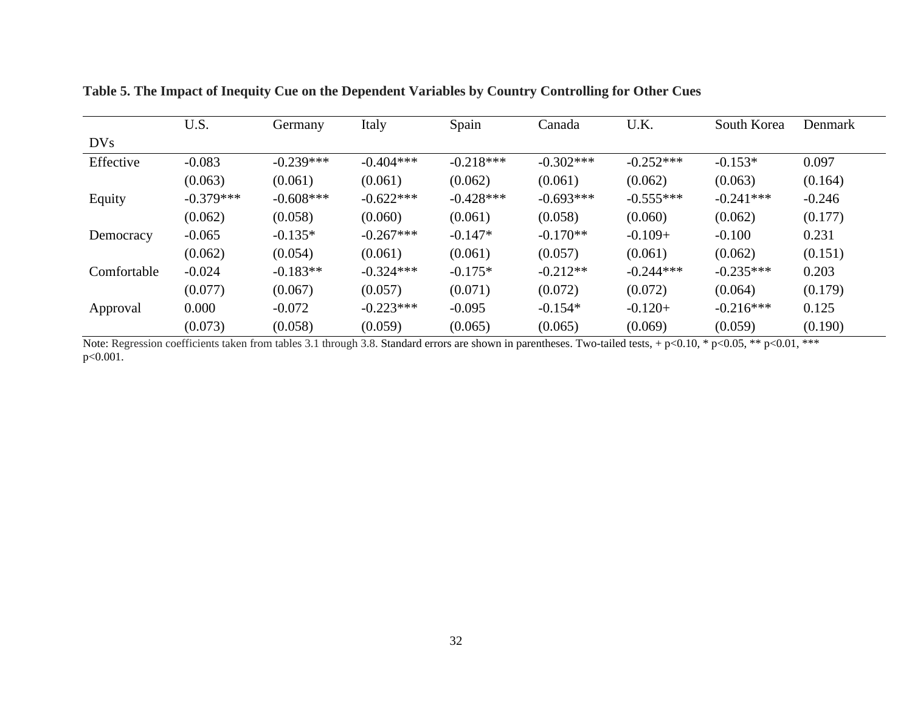**Table 5. The Impact of Inequity Cue on the Dependent Variables by Country Controlling for Other Cues**

| DVs | U.S. | Germany | Italy | Spain | Canada | U.K. | South Korea | Denmark |
|---|---|---|---|---|---|---|---|---|
| Effective | -0.083 | -0.239*** | -0.404*** | -0.218*** | -0.302*** | -0.252*** | -0.153* | 0.097 |
| | (0.063) | (0.061) | (0.061) | (0.062) | (0.061) | (0.062) | (0.063) | (0.164) |
| Equity | -0.379*** | -0.608*** | -0.622*** | -0.428*** | -0.693*** | -0.555*** | -0.241*** | -0.246 |
| | (0.062) | (0.058) | (0.060) | (0.061) | (0.058) | (0.060) | (0.062) | (0.177) |
| Democracy | -0.065 | -0.135* | -0.267*** | -0.147* | -0.170** | -0.109+ | -0.100 | 0.231 |
| | (0.062) | (0.054) | (0.061) | (0.061) | (0.057) | (0.061) | (0.062) | (0.151) |
| Comfortable | -0.024 | -0.183** | -0.324*** | -0.175* | -0.212** | -0.244*** | -0.235*** | 0.203 |
| | (0.077) | (0.067) | (0.057) | (0.071) | (0.072) | (0.072) | (0.064) | (0.179) |
| Approval | 0.000 | -0.072 | -0.223*** | -0.095 | -0.154* | -0.120+ | -0.216*** | 0.125 |
| | (0.073) | (0.058) | (0.059) | (0.065) | (0.065) | (0.069) | (0.059) | (0.190) |

Note: Regression coefficients taken from tables 3.1 through 3.8. Standard errors are shown in parentheses. Two-tailed tests, + $p<0.10$, * $p<0.05$, ** $p<0.01$, *** $p<0.001$.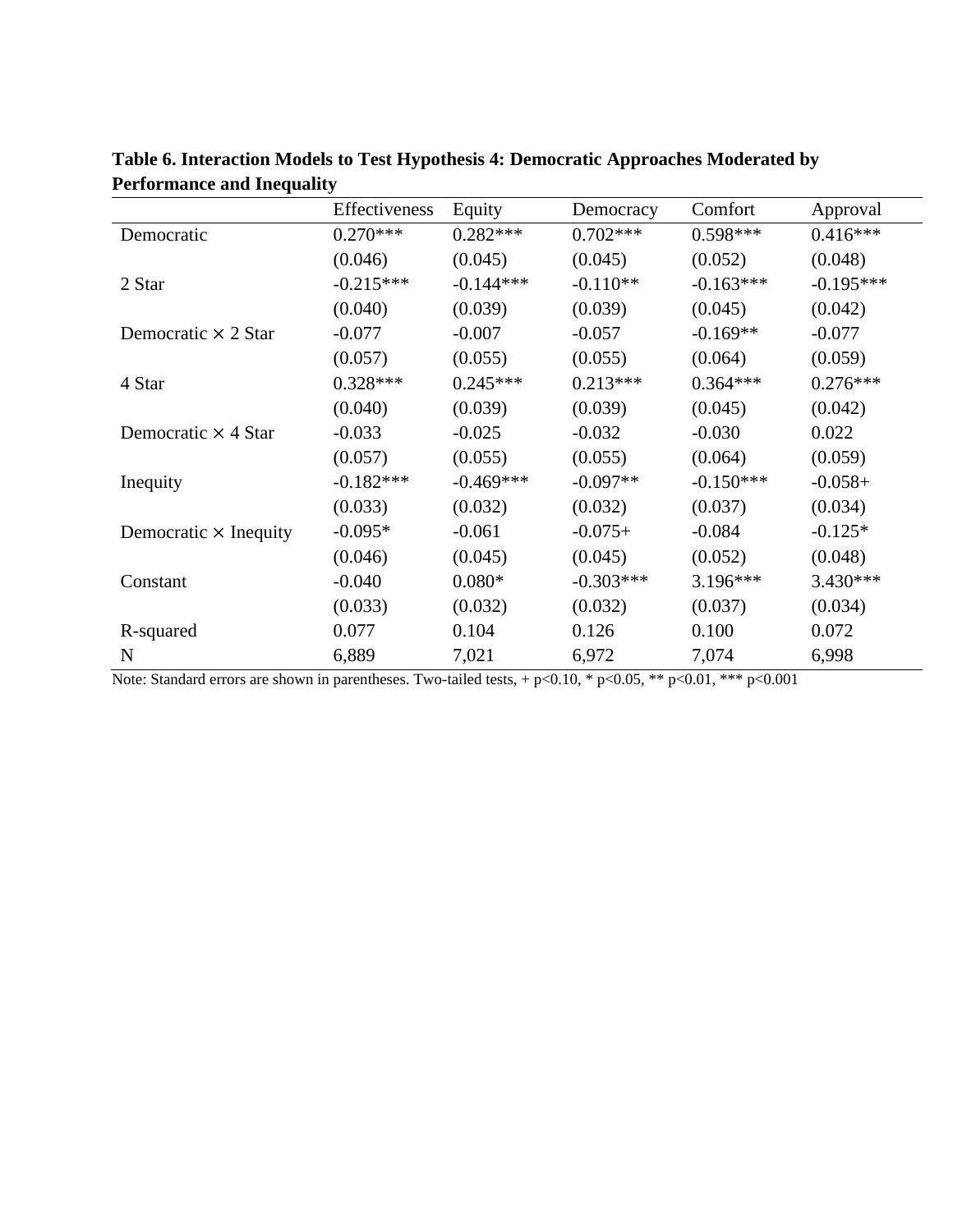**Table 6. Interaction Models to Test Hypothesis 4: Democratic Approaches Moderated by Performance and Inequality**

| | Effectiveness | Equity | Democracy | Comfort | Approval |
|---|---|---|---|---|---|
| Democratic | 0.270*** | 0.282*** | 0.702*** | 0.598*** | 0.416*** |
| | (0.046) | (0.045) | (0.045) | (0.052) | (0.048) |
| 2 Star | -0.215*** | -0.144*** | -0.110** | -0.163*** | -0.195*** |
| | (0.040) | (0.039) | (0.039) | (0.045) | (0.042) |
| Democratic × 2 Star | -0.077 | -0.007 | -0.057 | -0.169** | -0.077 |
| | (0.057) | (0.055) | (0.055) | (0.064) | (0.059) |
| 4 Star | 0.328*** | 0.245*** | 0.213*** | 0.364*** | 0.276*** |
| | (0.040) | (0.039) | (0.039) | (0.045) | (0.042) |
| Democratic × 4 Star | -0.033 | -0.025 | -0.032 | -0.030 | 0.022 |
| | (0.057) | (0.055) | (0.055) | (0.064) | (0.059) |
| Inequity | -0.182*** | -0.469*** | -0.097** | -0.150*** | -0.058+ |
| | (0.033) | (0.032) | (0.032) | (0.037) | (0.034) |
| Democratic × Inequity | -0.095* | -0.061 | -0.075+ | -0.084 | -0.125* |
| | (0.046) | (0.045) | (0.045) | (0.052) | (0.048) |
| Constant | -0.040 | 0.080* | -0.303*** | 3.196*** | 3.430*** |
| | (0.033) | (0.032) | (0.032) | (0.037) | (0.034) |
| R-squared | 0.077 | 0.104 | 0.126 | 0.100 | 0.072 |
| N | 6,889 | 7,021 | 6,972 | 7,074 | 6,998 |

Note: Standard errors are shown in parentheses. Two-tailed tests, + $p<0.10$, * $p<0.05$, ** $p<0.01$, *** $p<0.001$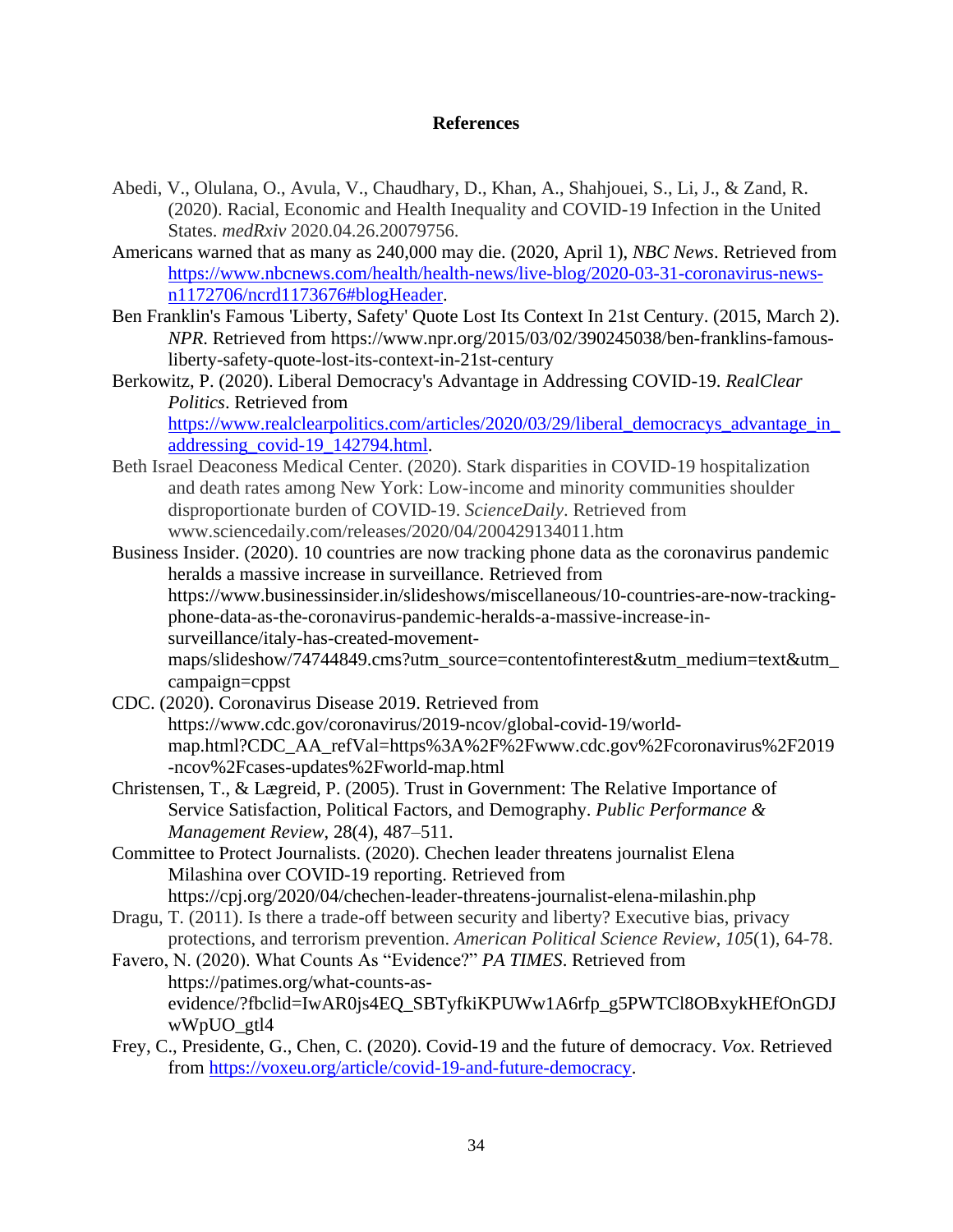# References

Abedi, V., Olulana, O., Avula, V., Chaudhary, D., Khan, A., Shahjouei, S., Li, J., & Zand, R. (2020). Racial, Economic and Health Inequality and COVID-19 Infection in the United States. *medRxiv* 2020.04.26.20079756.

Americans warned that as many as 240,000 may die. (2020, April 1), *NBC News*. Retrieved from [https://www.nbcnews.com/health/health-news/live-blog/2020-03-31-coronavirus-news-n1172706/ncrd1173676#blogHeader](https://www.nbcnews.com/health/health-news/live-blog/2020-03-31-coronavirus-news-n1172706/ncrd1173676#blogHeader).

Ben Franklin's Famous 'Liberty, Safety' Quote Lost Its Context In 21st Century. (2015, March 2). *NPR*. Retrieved from https://www.npr.org/2015/03/02/390245038/ben-franklins-famous-liberty-safety-quote-lost-its-context-in-21st-century

Berkowitz, P. (2020). Liberal Democracy's Advantage in Addressing COVID-19. *RealClear Politics*. Retrieved from [https://www.realclearpolitics.com/articles/2020/03/29/liberal_democracys_advantage_in_addressing_covid-19_142794.html](https://www.realclearpolitics.com/articles/2020/03/29/liberal_democracys_advantage_in_addressing_covid-19_142794.html).

Beth Israel Deaconess Medical Center. (2020). Stark disparities in COVID-19 hospitalization and death rates among New York: Low-income and minority communities shoulder disproportionate burden of COVID-19. *ScienceDaily*. Retrieved from www.sciencedaily.com/releases/2020/04/200429134011.htm

Business Insider. (2020). 10 countries are now tracking phone data as the coronavirus pandemic heralds a massive increase in surveillance. Retrieved from https://www.businessinsider.in/slideshows/miscellaneous/10-countries-are-now-tracking-phone-data-as-the-coronavirus-pandemic-heralds-a-massive-increase-in-surveillance/italy-has-created-movement-maps/slideshow/74744849.cms?utm_source=contentofinterest&utm_medium=text&utm_campaign=cppst

CDC. (2020). Coronavirus Disease 2019. Retrieved from https://www.cdc.gov/coronavirus/2019-ncov/global-covid-19/world-map.html?CDC_AA_refVal=https%3A%2F%2Fwww.cdc.gov%2Fcoronavirus%2F2019-ncov%2Fcases-updates%2Fworld-map.html

Christensen, T., & Lægreid, P. (2005). Trust in Government: The Relative Importance of Service Satisfaction, Political Factors, and Demography. *Public Performance & Management Review*, 28(4), 487–511.

Committee to Protect Journalists. (2020). Chechen leader threatens journalist Elena Milashina over COVID-19 reporting. Retrieved from https://cpj.org/2020/04/chechen-leader-threatens-journalist-elena-milashin.php

Dragu, T. (2011). Is there a trade-off between security and liberty? Executive bias, privacy protections, and terrorism prevention. *American Political Science Review*, *105*(1), 64-78.

Favero, N. (2020). What Counts As "Evidence?" *PA TIMES*. Retrieved from https://patimes.org/what-counts-as-evidence/?fbclid=IwAR0js4EQ_SBTyfkiKPUWw1A6rfp_g5PWTCl8OBxykHEfOnGDJwWpUO_gtl4

Frey, C., Presidente, G., Chen, C. (2020). Covid-19 and the future of democracy. *Vox*. Retrieved from [https://voxeu.org/article/covid-19-and-future-democracy](https://voxeu.org/article/covid-19-and-future-democracy).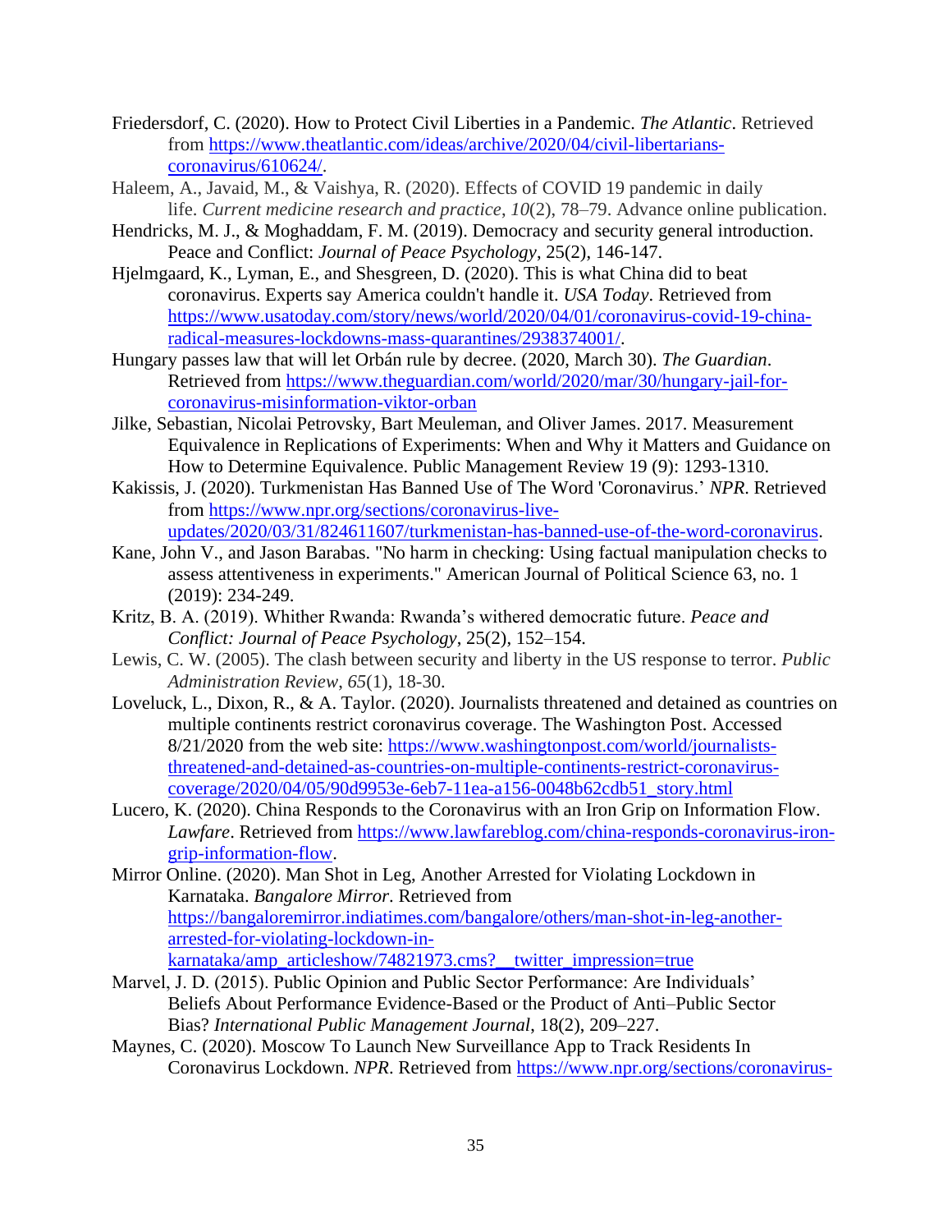Friedersdorf, C. (2020). How to Protect Civil Liberties in a Pandemic. *The Atlantic*. Retrieved from https://www.theatlantic.com/ideas/archive/2020/04/civil-libertarians-coronavirus/610624/.

Haleem, A., Javaid, M., & Vaishya, R. (2020). Effects of COVID 19 pandemic in daily life. *Current medicine research and practice*, *10*(2), 78–79. Advance online publication.

Hendricks, M. J., & Moghaddam, F. M. (2019). Democracy and security general introduction. Peace and Conflict: *Journal of Peace Psychology*, 25(2), 146-147.

Hjelmgaard, K., Lyman, E., and Shesgreen, D. (2020). This is what China did to beat coronavirus. Experts say America couldn't handle it. *USA Today*. Retrieved from https://www.usatoday.com/story/news/world/2020/04/01/coronavirus-covid-19-china-radical-measures-lockdowns-mass-quarantines/2938374001/.

Hungary passes law that will let Orbán rule by decree. (2020, March 30). *The Guardian*. Retrieved from https://www.theguardian.com/world/2020/mar/30/hungary-jail-for-coronavirus-misinformation-viktor-orban

Jilke, Sebastian, Nicolai Petrovsky, Bart Meuleman, and Oliver James. 2017. Measurement Equivalence in Replications of Experiments: When and Why it Matters and Guidance on How to Determine Equivalence. Public Management Review 19 (9): 1293-1310.

Kakissis, J. (2020). Turkmenistan Has Banned Use of The Word 'Coronavirus.' *NPR*. Retrieved from https://www.npr.org/sections/coronavirus-live-updates/2020/03/31/824611607/turkmenistan-has-banned-use-of-the-word-coronavirus.

Kane, John V., and Jason Barabas. "No harm in checking: Using factual manipulation checks to assess attentiveness in experiments." American Journal of Political Science 63, no. 1 (2019): 234-249.

Kritz, B. A. (2019). Whither Rwanda: Rwanda's withered democratic future. *Peace and Conflict: Journal of Peace Psychology*, 25(2), 152–154.

Lewis, C. W. (2005). The clash between security and liberty in the US response to terror. *Public Administration Review*, *65*(1), 18-30.

Loveluck, L., Dixon, R., & A. Taylor. (2020). Journalists threatened and detained as countries on multiple continents restrict coronavirus coverage. The Washington Post. Accessed 8/21/2020 from the web site: https://www.washingtonpost.com/world/journalists-threatened-and-detained-as-countries-on-multiple-continents-restrict-coronavirus-coverage/2020/04/05/90d9953e-6eb7-11ea-a156-0048b62cdb51_story.html

Lucero, K. (2020). China Responds to the Coronavirus with an Iron Grip on Information Flow. *Lawfare*. Retrieved from https://www.lawfareblog.com/china-responds-coronavirus-iron-grip-information-flow.

Mirror Online. (2020). Man Shot in Leg, Another Arrested for Violating Lockdown in Karnataka. *Bangalore Mirror*. Retrieved from https://bangaloremirror.indiatimes.com/bangalore/others/man-shot-in-leg-another-arrested-for-violating-lockdown-in-karnataka/amp_articleshow/74821973.cms?__twitter_impression=true

Marvel, J. D. (2015). Public Opinion and Public Sector Performance: Are Individuals' Beliefs About Performance Evidence-Based or the Product of Anti–Public Sector Bias? *International Public Management Journal*, 18(2), 209–227.

Maynes, C. (2020). Moscow To Launch New Surveillance App to Track Residents In Coronavirus Lockdown. *NPR*. Retrieved from https://www.npr.org/sections/coronavirus-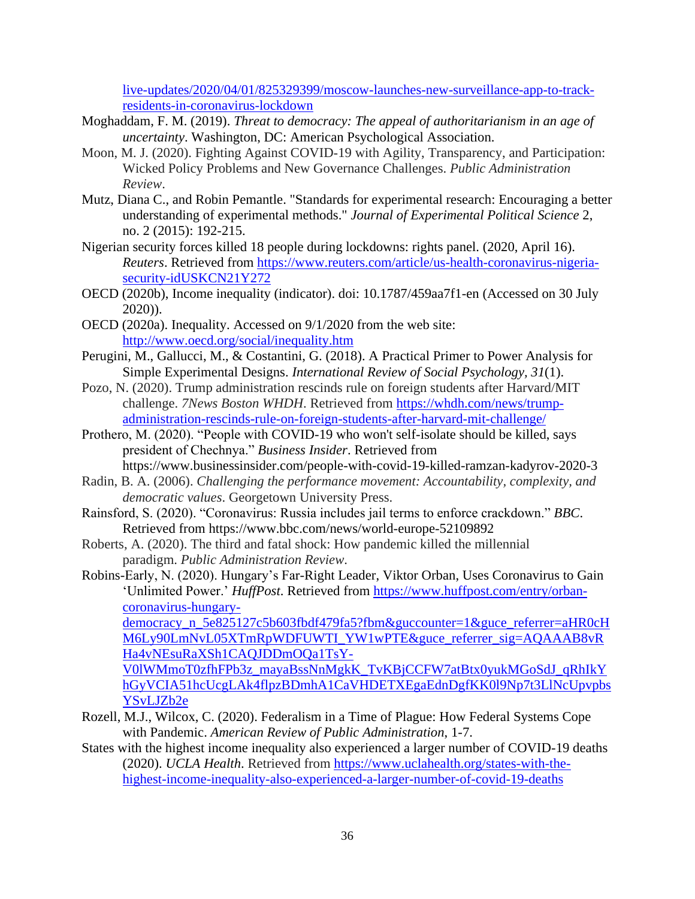live-updates/2020/04/01/825329399/moscow-launches-new-surveillance-app-to-track-residents-in-coronavirus-lockdown

Moghaddam, F. M. (2019). *Threat to democracy: The appeal of authoritarianism in an age of uncertainty*. Washington, DC: American Psychological Association.

Moon, M. J. (2020). Fighting Against COVID-19 with Agility, Transparency, and Participation: Wicked Policy Problems and New Governance Challenges. *Public Administration Review*.

Mutz, Diana C., and Robin Pemantle. "Standards for experimental research: Encouraging a better understanding of experimental methods." *Journal of Experimental Political Science* 2, no. 2 (2015): 192-215.

Nigerian security forces killed 18 people during lockdowns: rights panel. (2020, April 16). *Reuters*. Retrieved from https://www.reuters.com/article/us-health-coronavirus-nigeria-security-idUSKCN21Y272

OECD (2020b), Income inequality (indicator). doi: 10.1787/459aa7f1-en (Accessed on 30 July 2020)).

OECD (2020a). Inequality. Accessed on 9/1/2020 from the web site: http://www.oecd.org/social/inequality.htm

Perugini, M., Gallucci, M., & Costantini, G. (2018). A Practical Primer to Power Analysis for Simple Experimental Designs. *International Review of Social Psychology, 31*(1).

Pozo, N. (2020). Trump administration rescinds rule on foreign students after Harvard/MIT challenge. *7News Boston WHDH*. Retrieved from https://whdh.com/news/trump-administration-rescinds-rule-on-foreign-students-after-harvard-mit-challenge/

Prothero, M. (2020). "People with COVID-19 who won't self-isolate should be killed, says president of Chechnya." *Business Insider*. Retrieved from https://www.businessinsider.com/people-with-covid-19-killed-ramzan-kadyrov-2020-3

Radin, B. A. (2006). *Challenging the performance movement: Accountability, complexity, and democratic values*. Georgetown University Press.

Rainsford, S. (2020). "Coronavirus: Russia includes jail terms to enforce crackdown." *BBC*. Retrieved from https://www.bbc.com/news/world-europe-52109892

Roberts, A. (2020). The third and fatal shock: How pandemic killed the millennial paradigm. *Public Administration Review*.

Robins-Early, N. (2020). Hungary's Far-Right Leader, Viktor Orban, Uses Coronavirus to Gain 'Unlimited Power.' *HuffPost*. Retrieved from https://www.huffpost.com/entry/orban-coronavirus-hungary-democracy_n_5e825127c5b603fbdf479fa5?fbm&guccounter=1&guce_referrer=aHR0cHM6Ly90LmNvL05XTmRpWDFUWTI_YW1wPTE&guce_referrer_sig=AQAAAB8vRHa4vNEsuRaXSh1CAQJDDmOQa1TsY-V0lWMmoT0zfhFPb3z_mayaBssNnMgkK_TvKBjCCFW7atBtx0yukMGoSdJ_qRhIkYhGyVCIA51hcUcgLAk4flpzBDmhA1CaVHDETXEgaEdnDgfKK0l9Np7t3LlNcUpvpbsYSvLJZb2e

Rozell, M.J., Wilcox, C. (2020). Federalism in a Time of Plague: How Federal Systems Cope with Pandemic. *American Review of Public Administration*, 1-7.

States with the highest income inequality also experienced a larger number of COVID-19 deaths (2020). *UCLA Health*. Retrieved from https://www.uclahealth.org/states-with-the-highest-income-inequality-also-experienced-a-larger-number-of-covid-19-deaths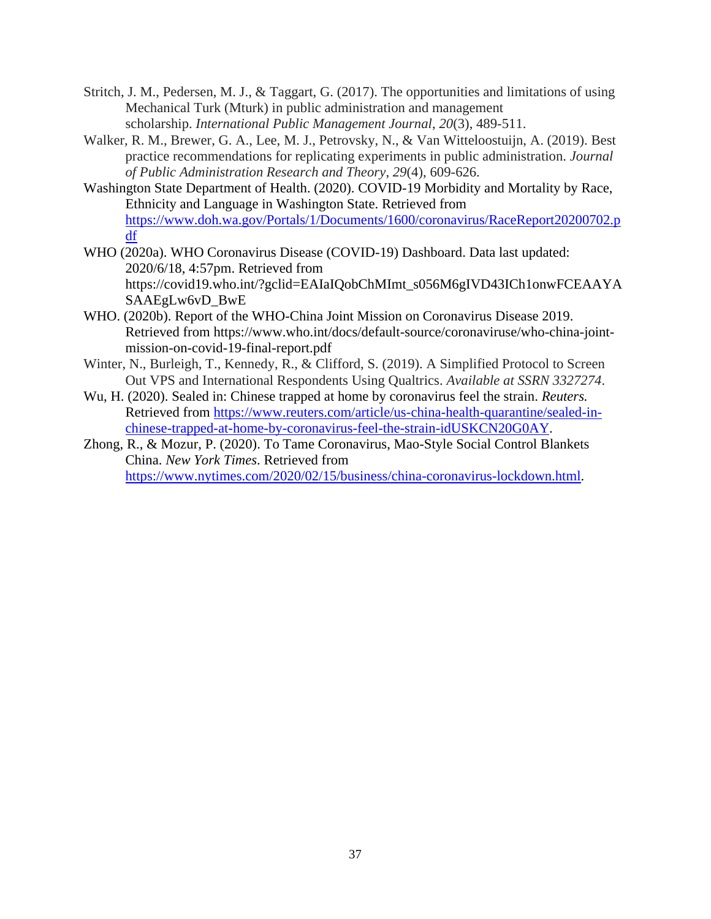Stritch, J. M., Pedersen, M. J., & Taggart, G. (2017). The opportunities and limitations of using Mechanical Turk (Mturk) in public administration and management scholarship. *International Public Management Journal*, *20*(3), 489-511.

Walker, R. M., Brewer, G. A., Lee, M. J., Petrovsky, N., & Van Witteloostuijn, A. (2019). Best practice recommendations for replicating experiments in public administration. *Journal of Public Administration Research and Theory*, *29*(4), 609-626.

Washington State Department of Health. (2020). COVID-19 Morbidity and Mortality by Race, Ethnicity and Language in Washington State. Retrieved from https://www.doh.wa.gov/Portals/1/Documents/1600/coronavirus/RaceReport20200702.pdf

WHO (2020a). WHO Coronavirus Disease (COVID-19) Dashboard. Data last updated: 2020/6/18, 4:57pm. Retrieved from https://covid19.who.int/?gclid=EAIaIQobChMImt_s056M6gIVD43ICh1onwFCEAAYASAAEgLw6vD_BwE

WHO. (2020b). Report of the WHO-China Joint Mission on Coronavirus Disease 2019. Retrieved from https://www.who.int/docs/default-source/coronaviruse/who-china-joint-mission-on-covid-19-final-report.pdf

Winter, N., Burleigh, T., Kennedy, R., & Clifford, S. (2019). A Simplified Protocol to Screen Out VPS and International Respondents Using Qualtrics. *Available at SSRN 3327274*.

Wu, H. (2020). Sealed in: Chinese trapped at home by coronavirus feel the strain. *Reuters.* Retrieved from https://www.reuters.com/article/us-china-health-quarantine/sealed-in-chinese-trapped-at-home-by-coronavirus-feel-the-strain-idUSKCN20G0AY.

Zhong, R., & Mozur, P. (2020). To Tame Coronavirus, Mao-Style Social Control Blankets China. *New York Times*. Retrieved from https://www.nytimes.com/2020/02/15/business/china-coronavirus-lockdown.html.